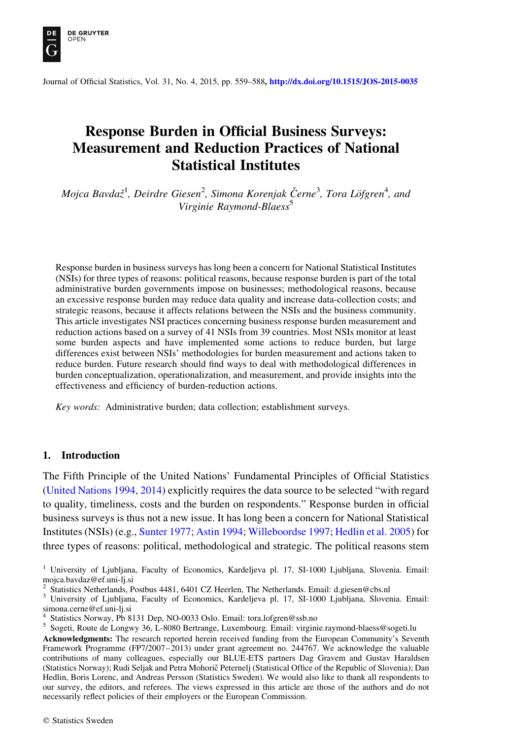Journal of Official Statistics, Vol. 31, No. 4, 2015, pp. 559–588, http://dx.doi.org/10.1515/JOS-2015-0035

# Response Burden in Official Business Surveys: Measurement and Reduction Practices of National Statistical Institutes

*Mojca Bavdaž[1], Deirdre Giesen[2], Simona Korenjak Černe[3], Tora Löfgren[4], and Virginie Raymond-Blaess[5]*

Response burden in business surveys has long been a concern for National Statistical Institutes (NSIs) for three types of reasons: political reasons, because response burden is part of the total administrative burden governments impose on businesses; methodological reasons, because an excessive response burden may reduce data quality and increase data-collection costs; and strategic reasons, because it affects relations between the NSIs and the business community. This article investigates NSI practices concerning business response burden measurement and reduction actions based on a survey of 41 NSIs from 39 countries. Most NSIs monitor at least some burden aspects and have implemented some actions to reduce burden, but large differences exist between NSIs' methodologies for burden measurement and actions taken to reduce burden. Future research should find ways to deal with methodological differences in burden conceptualization, operationalization, and measurement, and provide insights into the effectiveness and efficiency of burden-reduction actions.

*Key words:* Administrative burden; data collection; establishment surveys.

## 1. Introduction

The Fifth Principle of the United Nations' Fundamental Principles of Official Statistics (United Nations 1994, 2014) explicitly requires the data source to be selected "with regard to quality, timeliness, costs and the burden on respondents." Response burden in official business surveys is thus not a new issue. It has long been a concern for National Statistical Institutes (NSIs) (e.g., Sunter 1977; Astin 1994; Willeboordse 1997; Hedlin et al. 2005) for three types of reasons: political, methodological and strategic. The political reasons stem

[1] University of Ljubljana, Faculty of Economics, Kardeljeva pl. 17, SI-1000 Ljubljana, Slovenia. Email: mojca.bavdaz@ef.uni-lj.si

[2] Statistics Netherlands, Postbus 4481, 6401 CZ Heerlen, The Netherlands. Email: d.giesen@cbs.nl

[3] University of Ljubljana, Faculty of Economics, Kardeljeva pl. 17, SI-1000 Ljubljana, Slovenia. Email: simona.cerne@ef.uni-lj.si

[4] Statistics Norway, Pb 8131 Dep, NO-0033 Oslo. Email: tora.lofgren@ssb.no

[5] Sogeti, Route de Longwy 36, L-8080 Bertrange, Luxembourg. Email: virginie.raymond-blaess@sogeti.lu

**Acknowledgments:** The research reported herein received funding from the European Community's Seventh Framework Programme (FP7/2007–2013) under grant agreement no. 244767. We acknowledge the valuable contributions of many colleagues, especially our BLUE-ETS partners Dag Gravem and Gustav Haraldsen (Statistics Norway); Rudi Seljak and Petra Mohorič Peternelj (Statistical Office of the Republic of Slovenia); Dan Hedlin, Boris Lorenc, and Andreas Persson (Statistics Sweden). We would also like to thank all respondents to our survey, the editors, and referees. The views expressed in this article are those of the authors and do not necessarily reflect policies of their employers or the European Commission.

© Statistics Sweden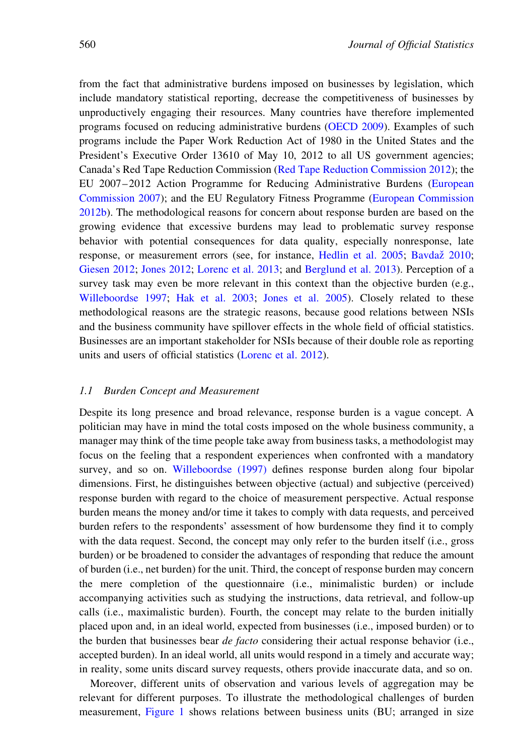from the fact that administrative burdens imposed on businesses by legislation, which include mandatory statistical reporting, decrease the competitiveness of businesses by unproductively engaging their resources. Many countries have therefore implemented programs focused on reducing administrative burdens (OECD 2009). Examples of such programs include the Paper Work Reduction Act of 1980 in the United States and the President's Executive Order 13610 of May 10, 2012 to all US government agencies; Canada's Red Tape Reduction Commission (Red Tape Reduction Commission 2012); the EU 2007–2012 Action Programme for Reducing Administrative Burdens (European Commission 2007); and the EU Regulatory Fitness Programme (European Commission 2012b). The methodological reasons for concern about response burden are based on the growing evidence that excessive burdens may lead to problematic survey response behavior with potential consequences for data quality, especially nonresponse, late response, or measurement errors (see, for instance, Hedlin et al. 2005; Bavdaž 2010; Giesen 2012; Jones 2012; Lorenc et al. 2013; and Berglund et al. 2013). Perception of a survey task may even be more relevant in this context than the objective burden (e.g., Willeboordse 1997; Hak et al. 2003; Jones et al. 2005). Closely related to these methodological reasons are the strategic reasons, because good relations between NSIs and the business community have spillover effects in the whole field of official statistics. Businesses are an important stakeholder for NSIs because of their double role as reporting units and users of official statistics (Lorenc et al. 2012).

### 1.1 Burden Concept and Measurement

Despite its long presence and broad relevance, response burden is a vague concept. A politician may have in mind the total costs imposed on the whole business community, a manager may think of the time people take away from business tasks, a methodologist may focus on the feeling that a respondent experiences when confronted with a mandatory survey, and so on. Willeboordse (1997) defines response burden along four bipolar dimensions. First, he distinguishes between objective (actual) and subjective (perceived) response burden with regard to the choice of measurement perspective. Actual response burden means the money and/or time it takes to comply with data requests, and perceived burden refers to the respondents' assessment of how burdensome they find it to comply with the data request. Second, the concept may only refer to the burden itself (i.e., gross burden) or be broadened to consider the advantages of responding that reduce the amount of burden (i.e., net burden) for the unit. Third, the concept of response burden may concern the mere completion of the questionnaire (i.e., minimalistic burden) or include accompanying activities such as studying the instructions, data retrieval, and follow-up calls (i.e., maximalistic burden). Fourth, the concept may relate to the burden initially placed upon and, in an ideal world, expected from businesses (i.e., imposed burden) or to the burden that businesses bear *de facto* considering their actual response behavior (i.e., accepted burden). In an ideal world, all units would respond in a timely and accurate way; in reality, some units discard survey requests, others provide inaccurate data, and so on.

Moreover, different units of observation and various levels of aggregation may be relevant for different purposes. To illustrate the methodological challenges of burden measurement, Figure 1 shows relations between business units (BU; arranged in size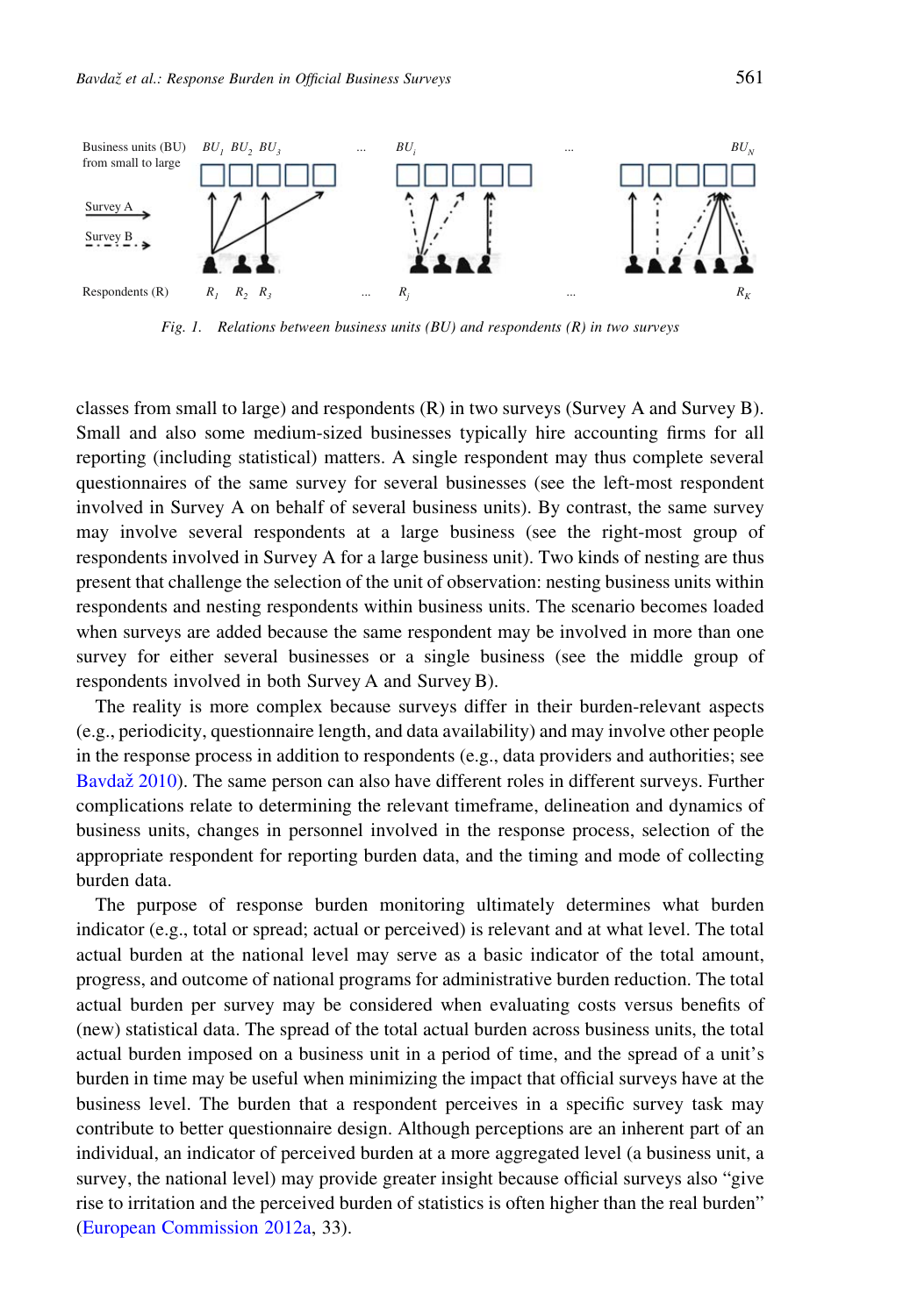Business units (BU) from small to large

$BU_1$ $BU_2$ $BU_3$ ... $BU_i$ ... $BU_N$

Survey A

Survey B

Respondents (R)

$R_1$ $R_2$ $R_3$ ... $R_j$ ... $R_K$

*Fig. 1. Relations between business units (BU) and respondents (R) in two surveys*

classes from small to large) and respondents (R) in two surveys (Survey A and Survey B). Small and also some medium-sized businesses typically hire accounting firms for all reporting (including statistical) matters. A single respondent may thus complete several questionnaires of the same survey for several businesses (see the left-most respondent involved in Survey A on behalf of several business units). By contrast, the same survey may involve several respondents at a large business (see the right-most group of respondents involved in Survey A for a large business unit). Two kinds of nesting are thus present that challenge the selection of the unit of observation: nesting business units within respondents and nesting respondents within business units. The scenario becomes loaded when surveys are added because the same respondent may be involved in more than one survey for either several businesses or a single business (see the middle group of respondents involved in both Survey A and Survey B).

The reality is more complex because surveys differ in their burden-relevant aspects (e.g., periodicity, questionnaire length, and data availability) and may involve other people in the response process in addition to respondents (e.g., data providers and authorities; see Bavdaž 2010). The same person can also have different roles in different surveys. Further complications relate to determining the relevant timeframe, delineation and dynamics of business units, changes in personnel involved in the response process, selection of the appropriate respondent for reporting burden data, and the timing and mode of collecting burden data.

The purpose of response burden monitoring ultimately determines what burden indicator (e.g., total or spread; actual or perceived) is relevant and at what level. The total actual burden at the national level may serve as a basic indicator of the total amount, progress, and outcome of national programs for administrative burden reduction. The total actual burden per survey may be considered when evaluating costs versus benefits of (new) statistical data. The spread of the total actual burden across business units, the total actual burden imposed on a business unit in a period of time, and the spread of a unit's burden in time may be useful when minimizing the impact that official surveys have at the business level. The burden that a respondent perceives in a specific survey task may contribute to better questionnaire design. Although perceptions are an inherent part of an individual, an indicator of perceived burden at a more aggregated level (a business unit, a survey, the national level) may provide greater insight because official surveys also "give rise to irritation and the perceived burden of statistics is often higher than the real burden" (European Commission 2012a, 33).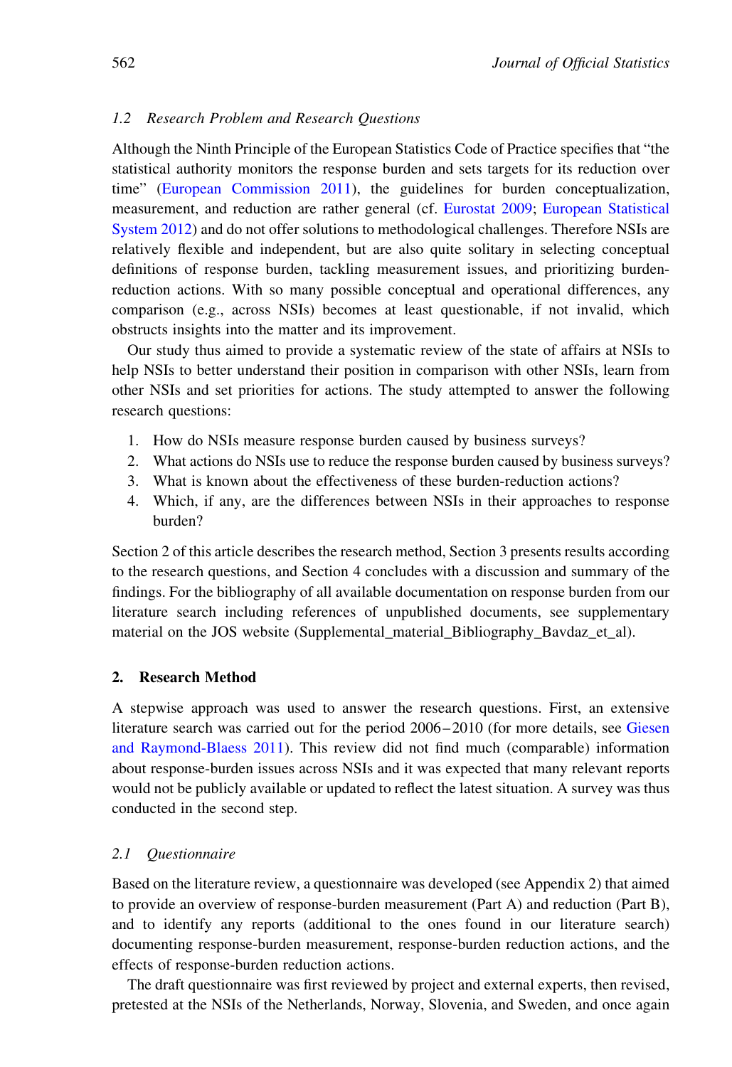### 1.2 *Research Problem and Research Questions*

Although the Ninth Principle of the European Statistics Code of Practice specifies that "the statistical authority monitors the response burden and sets targets for its reduction over time" (European Commission 2011), the guidelines for burden conceptualization, measurement, and reduction are rather general (cf. Eurostat 2009; European Statistical System 2012) and do not offer solutions to methodological challenges. Therefore NSIs are relatively flexible and independent, but are also quite solitary in selecting conceptual definitions of response burden, tackling measurement issues, and prioritizing burden-reduction actions. With so many possible conceptual and operational differences, any comparison (e.g., across NSIs) becomes at least questionable, if not invalid, which obstructs insights into the matter and its improvement.

Our study thus aimed to provide a systematic review of the state of affairs at NSIs to help NSIs to better understand their position in comparison with other NSIs, learn from other NSIs and set priorities for actions. The study attempted to answer the following research questions:

1. How do NSIs measure response burden caused by business surveys?
2. What actions do NSIs use to reduce the response burden caused by business surveys?
3. What is known about the effectiveness of these burden-reduction actions?
4. Which, if any, are the differences between NSIs in their approaches to response burden?

Section 2 of this article describes the research method, Section 3 presents results according to the research questions, and Section 4 concludes with a discussion and summary of the findings. For the bibliography of all available documentation on response burden from our literature search including references of unpublished documents, see supplementary material on the JOS website (Supplemental_material_Bibliography_Bavdaz_et_al).

## 2. Research Method

A stepwise approach was used to answer the research questions. First, an extensive literature search was carried out for the period 2006–2010 (for more details, see Giesen and Raymond-Blaess 2011). This review did not find much (comparable) information about response-burden issues across NSIs and it was expected that many relevant reports would not be publicly available or updated to reflect the latest situation. A survey was thus conducted in the second step.

### 2.1 *Questionnaire*

Based on the literature review, a questionnaire was developed (see Appendix 2) that aimed to provide an overview of response-burden measurement (Part A) and reduction (Part B), and to identify any reports (additional to the ones found in our literature search) documenting response-burden measurement, response-burden reduction actions, and the effects of response-burden reduction actions.

The draft questionnaire was first reviewed by project and external experts, then revised, pretested at the NSIs of the Netherlands, Norway, Slovenia, and Sweden, and once again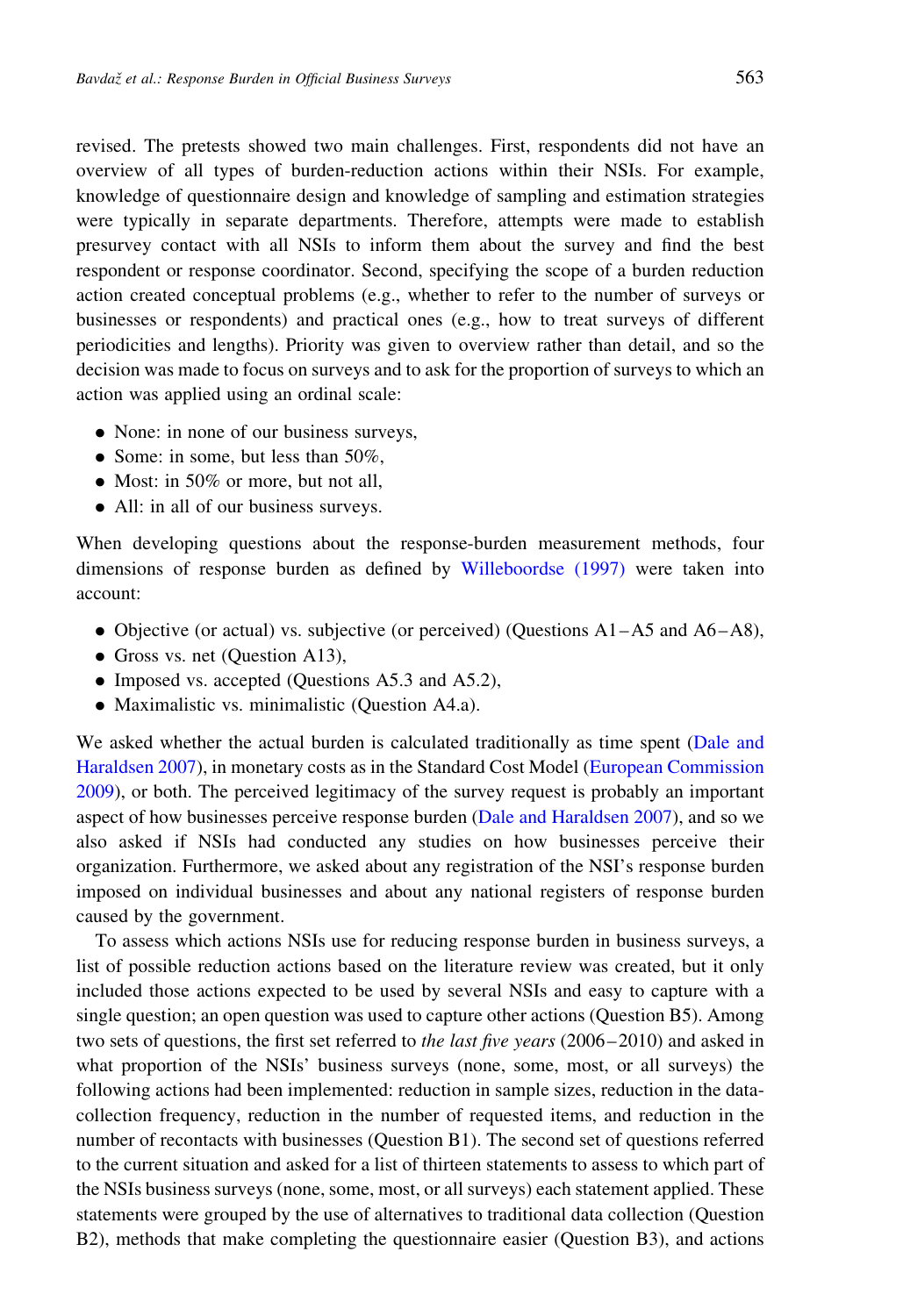revised. The pretests showed two main challenges. First, respondents did not have an overview of all types of burden-reduction actions within their NSIs. For example, knowledge of questionnaire design and knowledge of sampling and estimation strategies were typically in separate departments. Therefore, attempts were made to establish presurvey contact with all NSIs to inform them about the survey and find the best respondent or response coordinator. Second, specifying the scope of a burden reduction action created conceptual problems (e.g., whether to refer to the number of surveys or businesses or respondents) and practical ones (e.g., how to treat surveys of different periodicities and lengths). Priority was given to overview rather than detail, and so the decision was made to focus on surveys and to ask for the proportion of surveys to which an action was applied using an ordinal scale:

- None: in none of our business surveys,
- Some: in some, but less than 50%,
- Most: in 50% or more, but not all,
- All: in all of our business surveys.

When developing questions about the response-burden measurement methods, four dimensions of response burden as defined by Willeboordse (1997) were taken into account:

- Objective (or actual) vs. subjective (or perceived) (Questions A1–A5 and A6–A8),
- Gross vs. net (Question A13),
- Imposed vs. accepted (Questions A5.3 and A5.2),
- Maximalistic vs. minimalistic (Question A4.a).

We asked whether the actual burden is calculated traditionally as time spent (Dale and Haraldsen 2007), in monetary costs as in the Standard Cost Model (European Commission 2009), or both. The perceived legitimacy of the survey request is probably an important aspect of how businesses perceive response burden (Dale and Haraldsen 2007), and so we also asked if NSIs had conducted any studies on how businesses perceive their organization. Furthermore, we asked about any registration of the NSI's response burden imposed on individual businesses and about any national registers of response burden caused by the government.

To assess which actions NSIs use for reducing response burden in business surveys, a list of possible reduction actions based on the literature review was created, but it only included those actions expected to be used by several NSIs and easy to capture with a single question; an open question was used to capture other actions (Question B5). Among two sets of questions, the first set referred to *the last five years* (2006–2010) and asked in what proportion of the NSIs' business surveys (none, some, most, or all surveys) the following actions had been implemented: reduction in sample sizes, reduction in the data-collection frequency, reduction in the number of requested items, and reduction in the number of recontacts with businesses (Question B1). The second set of questions referred to the current situation and asked for a list of thirteen statements to assess to which part of the NSIs business surveys (none, some, most, or all surveys) each statement applied. These statements were grouped by the use of alternatives to traditional data collection (Question B2), methods that make completing the questionnaire easier (Question B3), and actions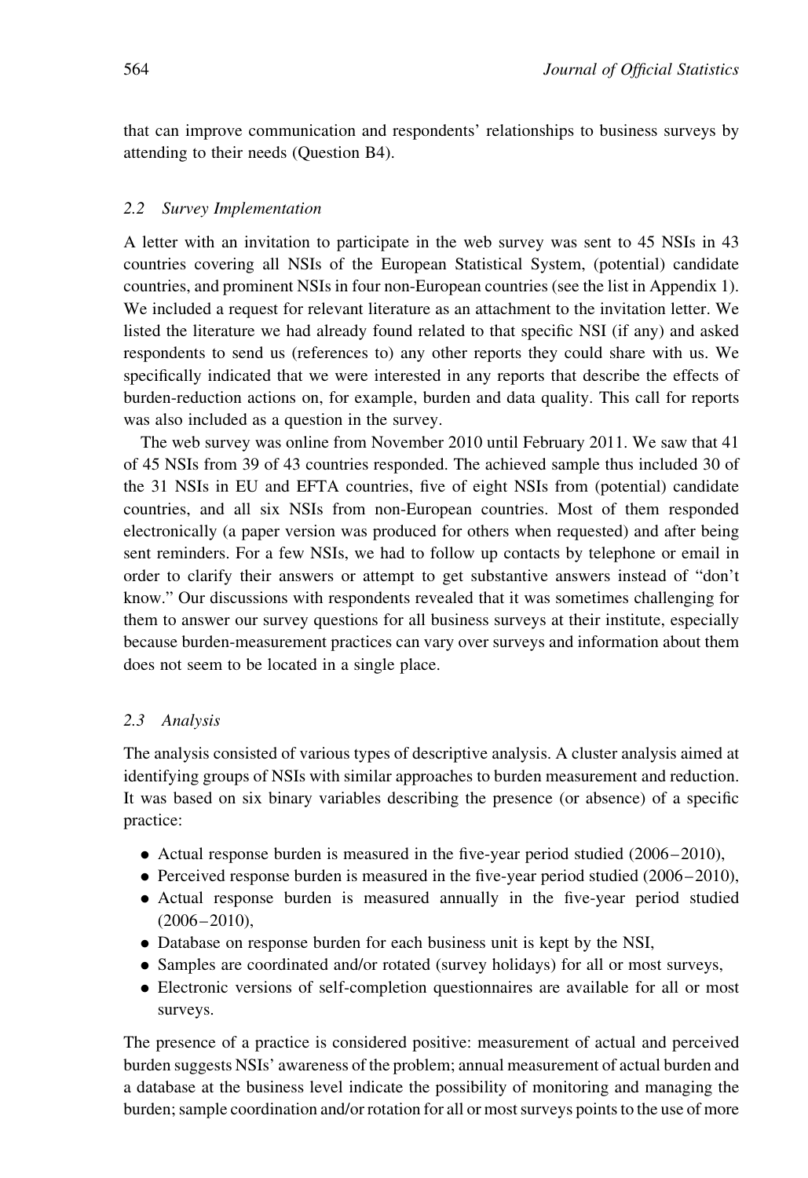that can improve communication and respondents' relationships to business surveys by attending to their needs (Question B4).

### 2.2 Survey Implementation

A letter with an invitation to participate in the web survey was sent to 45 NSIs in 43 countries covering all NSIs of the European Statistical System, (potential) candidate countries, and prominent NSIs in four non-European countries (see the list in Appendix 1). We included a request for relevant literature as an attachment to the invitation letter. We listed the literature we had already found related to that specific NSI (if any) and asked respondents to send us (references to) any other reports they could share with us. We specifically indicated that we were interested in any reports that describe the effects of burden-reduction actions on, for example, burden and data quality. This call for reports was also included as a question in the survey.

The web survey was online from November 2010 until February 2011. We saw that 41 of 45 NSIs from 39 of 43 countries responded. The achieved sample thus included 30 of the 31 NSIs in EU and EFTA countries, five of eight NSIs from (potential) candidate countries, and all six NSIs from non-European countries. Most of them responded electronically (a paper version was produced for others when requested) and after being sent reminders. For a few NSIs, we had to follow up contacts by telephone or email in order to clarify their answers or attempt to get substantive answers instead of "don't know." Our discussions with respondents revealed that it was sometimes challenging for them to answer our survey questions for all business surveys at their institute, especially because burden-measurement practices can vary over surveys and information about them does not seem to be located in a single place.

### 2.3 Analysis

The analysis consisted of various types of descriptive analysis. A cluster analysis aimed at identifying groups of NSIs with similar approaches to burden measurement and reduction. It was based on six binary variables describing the presence (or absence) of a specific practice:

- Actual response burden is measured in the five-year period studied (2006–2010),
- Perceived response burden is measured in the five-year period studied (2006–2010),
- Actual response burden is measured annually in the five-year period studied (2006–2010),
- Database on response burden for each business unit is kept by the NSI,
- Samples are coordinated and/or rotated (survey holidays) for all or most surveys,
- Electronic versions of self-completion questionnaires are available for all or most surveys.

The presence of a practice is considered positive: measurement of actual and perceived burden suggests NSIs' awareness of the problem; annual measurement of actual burden and a database at the business level indicate the possibility of monitoring and managing the burden; sample coordination and/or rotation for all or most surveys points to the use of more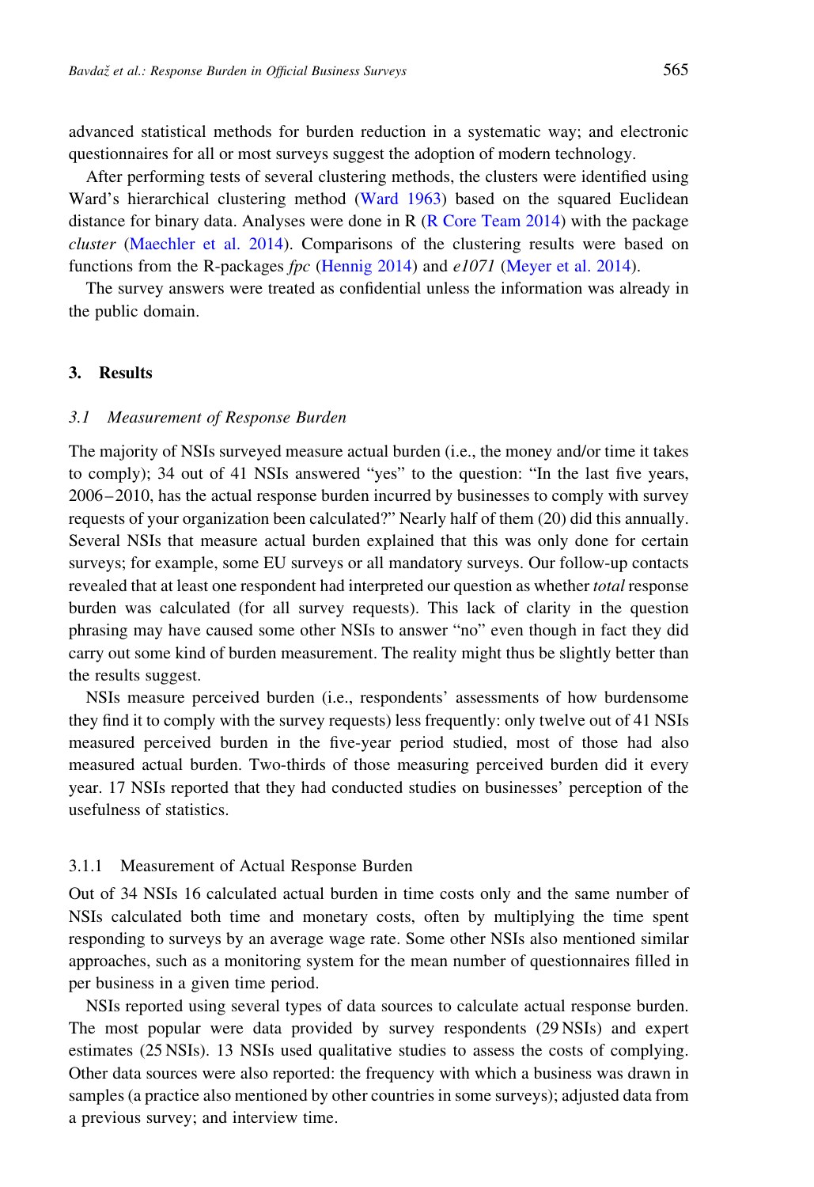advanced statistical methods for burden reduction in a systematic way; and electronic questionnaires for all or most surveys suggest the adoption of modern technology.

After performing tests of several clustering methods, the clusters were identified using Ward's hierarchical clustering method (Ward 1963) based on the squared Euclidean distance for binary data. Analyses were done in R (R Core Team 2014) with the package *cluster* (Maechler et al. 2014). Comparisons of the clustering results were based on functions from the R-packages *fpc* (Hennig 2014) and *e1071* (Meyer et al. 2014).

The survey answers were treated as confidential unless the information was already in the public domain.

## 3. Results

### *3.1 Measurement of Response Burden*

The majority of NSIs surveyed measure actual burden (i.e., the money and/or time it takes to comply); 34 out of 41 NSIs answered "yes" to the question: "In the last five years, 2006–2010, has the actual response burden incurred by businesses to comply with survey requests of your organization been calculated?" Nearly half of them (20) did this annually. Several NSIs that measure actual burden explained that this was only done for certain surveys; for example, some EU surveys or all mandatory surveys. Our follow-up contacts revealed that at least one respondent had interpreted our question as whether *total* response burden was calculated (for all survey requests). This lack of clarity in the question phrasing may have caused some other NSIs to answer "no" even though in fact they did carry out some kind of burden measurement. The reality might thus be slightly better than the results suggest.

NSIs measure perceived burden (i.e., respondents' assessments of how burdensome they find it to comply with the survey requests) less frequently: only twelve out of 41 NSIs measured perceived burden in the five-year period studied, most of those had also measured actual burden. Two-thirds of those measuring perceived burden did it every year. 17 NSIs reported that they had conducted studies on businesses' perception of the usefulness of statistics.

#### 3.1.1 Measurement of Actual Response Burden

Out of 34 NSIs 16 calculated actual burden in time costs only and the same number of NSIs calculated both time and monetary costs, often by multiplying the time spent responding to surveys by an average wage rate. Some other NSIs also mentioned similar approaches, such as a monitoring system for the mean number of questionnaires filled in per business in a given time period.

NSIs reported using several types of data sources to calculate actual response burden. The most popular were data provided by survey respondents (29 NSIs) and expert estimates (25 NSIs). 13 NSIs used qualitative studies to assess the costs of complying. Other data sources were also reported: the frequency with which a business was drawn in samples (a practice also mentioned by other countries in some surveys); adjusted data from a previous survey; and interview time.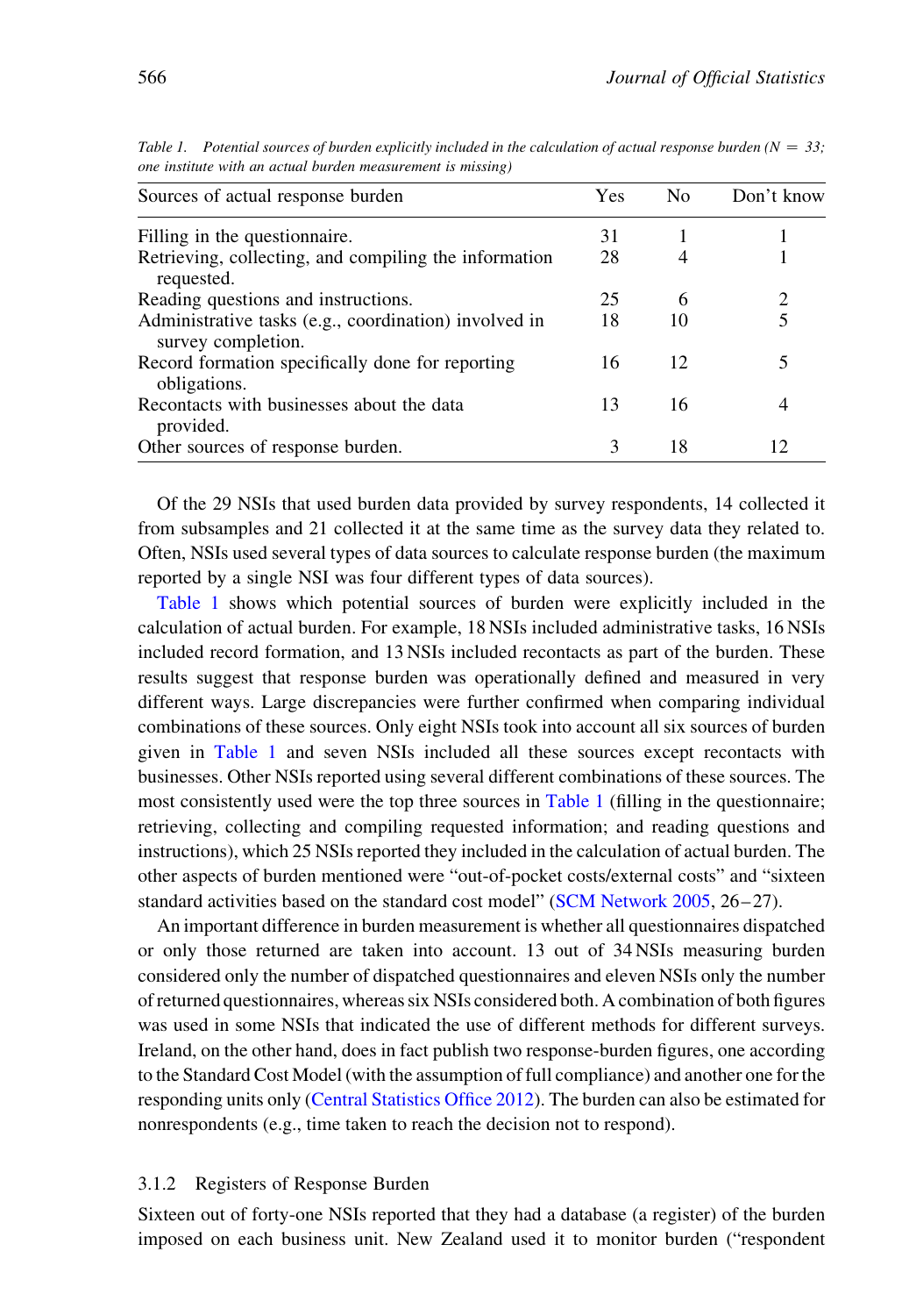*Table 1. Potential sources of burden explicitly included in the calculation of actual response burden ($N = 33$; one institute with an actual burden measurement is missing)*

| Sources of actual response burden | Yes | No | Don't know |
|---|---|---|---|
| Filling in the questionnaire. | 31 | 1 | 1 |
| Retrieving, collecting, and compiling the information requested. | 28 | 4 | 1 |
| Reading questions and instructions. | 25 | 6 | 2 |
| Administrative tasks (e.g., coordination) involved in survey completion. | 18 | 10 | 5 |
| Record formation specifically done for reporting obligations. | 16 | 12 | 5 |
| Recontacts with businesses about the data provided. | 13 | 16 | 4 |
| Other sources of response burden. | 3 | 18 | 12 |

Of the 29 NSIs that used burden data provided by survey respondents, 14 collected it from subsamples and 21 collected it at the same time as the survey data they related to. Often, NSIs used several types of data sources to calculate response burden (the maximum reported by a single NSI was four different types of data sources).

Table 1 shows which potential sources of burden were explicitly included in the calculation of actual burden. For example, 18 NSIs included administrative tasks, 16 NSIs included record formation, and 13 NSIs included recontacts as part of the burden. These results suggest that response burden was operationally defined and measured in very different ways. Large discrepancies were further confirmed when comparing individual combinations of these sources. Only eight NSIs took into account all six sources of burden given in Table 1 and seven NSIs included all these sources except recontacts with businesses. Other NSIs reported using several different combinations of these sources. The most consistently used were the top three sources in Table 1 (filling in the questionnaire; retrieving, collecting and compiling requested information; and reading questions and instructions), which 25 NSIs reported they included in the calculation of actual burden. The other aspects of burden mentioned were "out-of-pocket costs/external costs" and "sixteen standard activities based on the standard cost model" (SCM Network 2005, 26–27).

An important difference in burden measurement is whether all questionnaires dispatched or only those returned are taken into account. 13 out of 34 NSIs measuring burden considered only the number of dispatched questionnaires and eleven NSIs only the number of returned questionnaires, whereas six NSIs considered both. A combination of both figures was used in some NSIs that indicated the use of different methods for different surveys. Ireland, on the other hand, does in fact publish two response-burden figures, one according to the Standard Cost Model (with the assumption of full compliance) and another one for the responding units only (Central Statistics Office 2012). The burden can also be estimated for nonrespondents (e.g., time taken to reach the decision not to respond).

#### 3.1.2 Registers of Response Burden

Sixteen out of forty-one NSIs reported that they had a database (a register) of the burden imposed on each business unit. New Zealand used it to monitor burden ("respondent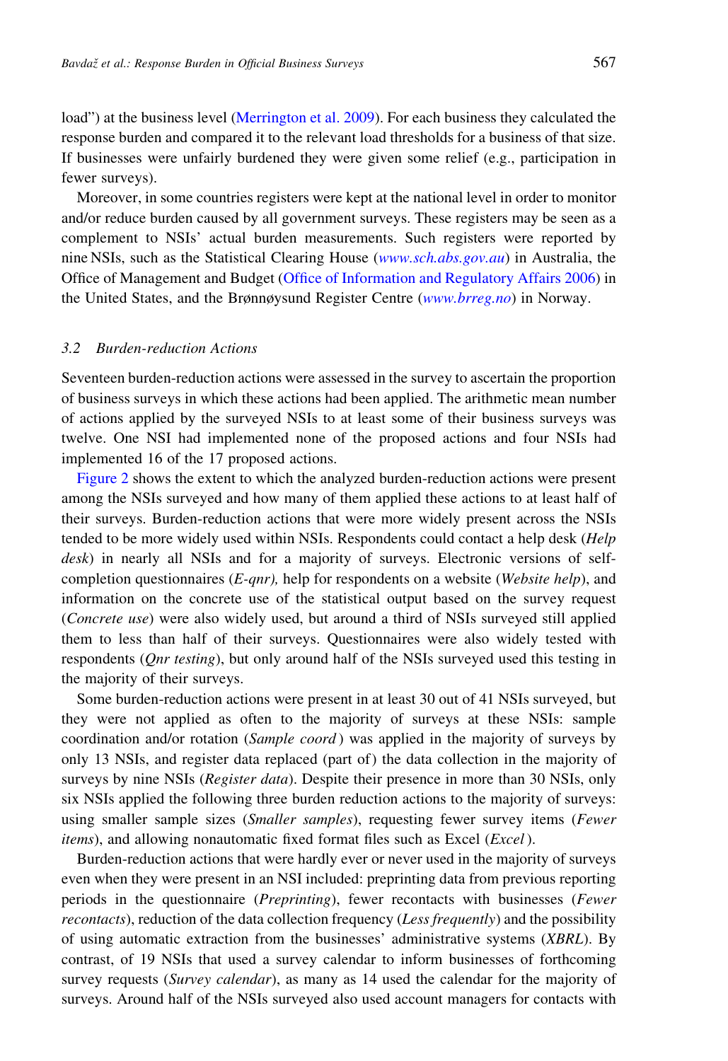load") at the business level (Merrington et al. 2009). For each business they calculated the response burden and compared it to the relevant load thresholds for a business of that size. If businesses were unfairly burdened they were given some relief (e.g., participation in fewer surveys).

Moreover, in some countries registers were kept at the national level in order to monitor and/or reduce burden caused by all government surveys. These registers may be seen as a complement to NSIs' actual burden measurements. Such registers were reported by nine NSIs, such as the Statistical Clearing House (*www.sch.abs.gov.au*) in Australia, the Office of Management and Budget (Office of Information and Regulatory Affairs 2006) in the United States, and the Brønnøysund Register Centre (*www.brreg.no*) in Norway.

### 3.2 Burden-reduction Actions

Seventeen burden-reduction actions were assessed in the survey to ascertain the proportion of business surveys in which these actions had been applied. The arithmetic mean number of actions applied by the surveyed NSIs to at least some of their business surveys was twelve. One NSI had implemented none of the proposed actions and four NSIs had implemented 16 of the 17 proposed actions.

Figure 2 shows the extent to which the analyzed burden-reduction actions were present among the NSIs surveyed and how many of them applied these actions to at least half of their surveys. Burden-reduction actions that were more widely present across the NSIs tended to be more widely used within NSIs. Respondents could contact a help desk (*Help desk*) in nearly all NSIs and for a majority of surveys. Electronic versions of self-completion questionnaires (*E-qnr),* help for respondents on a website (*Website help*), and information on the concrete use of the statistical output based on the survey request (*Concrete use*) were also widely used, but around a third of NSIs surveyed still applied them to less than half of their surveys. Questionnaires were also widely tested with respondents (*Qnr testing*), but only around half of the NSIs surveyed used this testing in the majority of their surveys.

Some burden-reduction actions were present in at least 30 out of 41 NSIs surveyed, but they were not applied as often to the majority of surveys at these NSIs: sample coordination and/or rotation (*Sample coord*) was applied in the majority of surveys by only 13 NSIs, and register data replaced (part of) the data collection in the majority of surveys by nine NSIs (*Register data*). Despite their presence in more than 30 NSIs, only six NSIs applied the following three burden reduction actions to the majority of surveys: using smaller sample sizes (*Smaller samples*), requesting fewer survey items (*Fewer items*), and allowing nonautomatic fixed format files such as Excel (*Excel*).

Burden-reduction actions that were hardly ever or never used in the majority of surveys even when they were present in an NSI included: preprinting data from previous reporting periods in the questionnaire (*Preprinting*), fewer recontacts with businesses (*Fewer recontacts*), reduction of the data collection frequency (*Less frequently*) and the possibility of using automatic extraction from the businesses' administrative systems (*XBRL*). By contrast, of 19 NSIs that used a survey calendar to inform businesses of forthcoming survey requests (*Survey calendar*), as many as 14 used the calendar for the majority of surveys. Around half of the NSIs surveyed also used account managers for contacts with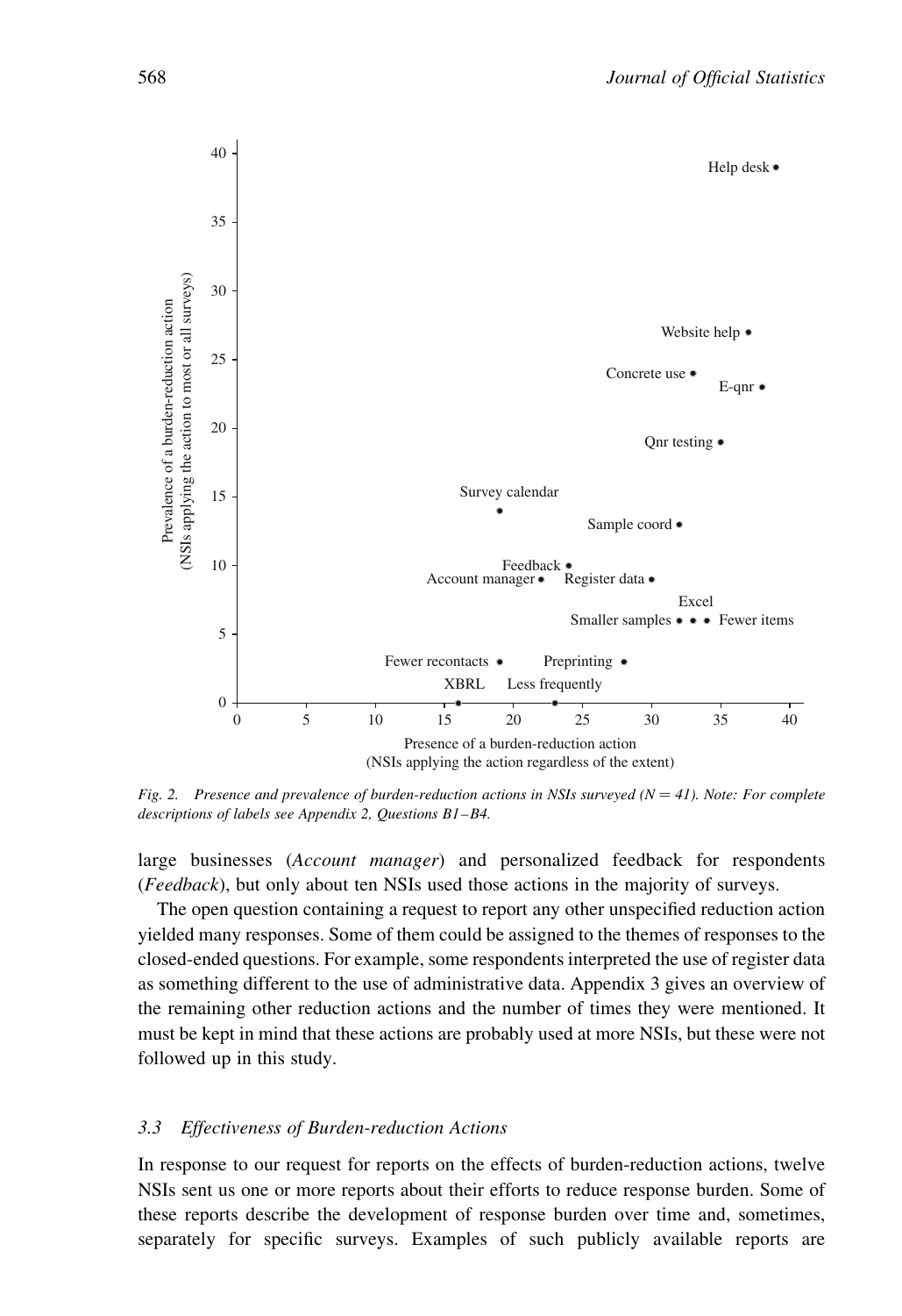40
35
30
25
20
15
10
5
0

Prevalence of a burden-reduction action
(NSIs applying the action to most or all surveys)

Help desk
Website help
Concrete use
E-qnr
Qnr testing
Survey calendar
Sample coord
Feedback
Account manager
Register data
Excel
Smaller samples
Fewer items
Fewer recontacts
Preprinting
XBRL
Less frequently

0 5 10 15 20 25 30 35 40

Presence of a burden-reduction action
(NSIs applying the action regardless of the extent)

*Fig. 2. Presence and prevalence of burden-reduction actions in NSIs surveyed (N = 41). Note: For complete descriptions of labels see Appendix 2, Questions B1–B4.*

large businesses (*Account manager*) and personalized feedback for respondents (*Feedback*), but only about ten NSIs used those actions in the majority of surveys.

The open question containing a request to report any other unspecified reduction action yielded many responses. Some of them could be assigned to the themes of responses to the closed-ended questions. For example, some respondents interpreted the use of register data as something different to the use of administrative data. Appendix 3 gives an overview of the remaining other reduction actions and the number of times they were mentioned. It must be kept in mind that these actions are probably used at more NSIs, but these were not followed up in this study.

### 3.3 *Effectiveness of Burden-reduction Actions*

In response to our request for reports on the effects of burden-reduction actions, twelve NSIs sent us one or more reports about their efforts to reduce response burden. Some of these reports describe the development of response burden over time and, sometimes, separately for specific surveys. Examples of such publicly available reports are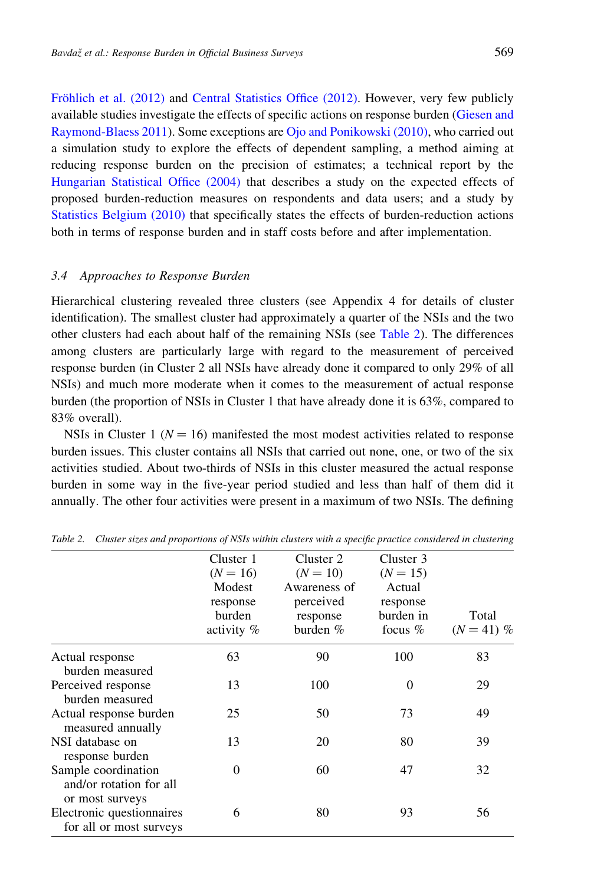Fröhlich et al. (2012) and Central Statistics Office (2012). However, very few publicly available studies investigate the effects of specific actions on response burden (Giesen and Raymond-Blaess 2011). Some exceptions are Ojo and Ponikowski (2010), who carried out a simulation study to explore the effects of dependent sampling, a method aiming at reducing response burden on the precision of estimates; a technical report by the Hungarian Statistical Office (2004) that describes a study on the expected effects of proposed burden-reduction measures on respondents and data users; and a study by Statistics Belgium (2010) that specifically states the effects of burden-reduction actions both in terms of response burden and in staff costs before and after implementation.

### 3.4 Approaches to Response Burden

Hierarchical clustering revealed three clusters (see Appendix 4 for details of cluster identification). The smallest cluster had approximately a quarter of the NSIs and the two other clusters had each about half of the remaining NSIs (see Table 2). The differences among clusters are particularly large with regard to the measurement of perceived response burden (in Cluster 2 all NSIs have already done it compared to only 29% of all NSIs) and much more moderate when it comes to the measurement of actual response burden (the proportion of NSIs in Cluster 1 that have already done it is 63%, compared to 83% overall).

NSIs in Cluster 1 ($N = 16$) manifested the most modest activities related to response burden issues. This cluster contains all NSIs that carried out none, one, or two of the six activities studied. About two-thirds of NSIs in this cluster measured the actual response burden in some way in the five-year period studied and less than half of them did it annually. The other four activities were present in a maximum of two NSIs. The defining

*Table 2. Cluster sizes and proportions of NSIs within clusters with a specific practice considered in clustering*

| | Cluster 1 ($N = 16$) Modest response burden activity % | Cluster 2 ($N = 10$) Awareness of perceived response burden % | Cluster 3 ($N = 15$) Actual response burden in focus % | Total ($N = 41$) % |
|---|---|---|---|---|
| Actual response burden measured | 63 | 90 | 100 | 83 |
| Perceived response burden measured | 13 | 100 | 0 | 29 |
| Actual response burden measured annually | 25 | 50 | 73 | 49 |
| NSI database on response burden | 13 | 20 | 80 | 39 |
| Sample coordination and/or rotation for all or most surveys | 0 | 60 | 47 | 32 |
| Electronic questionnaires for all or most surveys | 6 | 80 | 93 | 56 |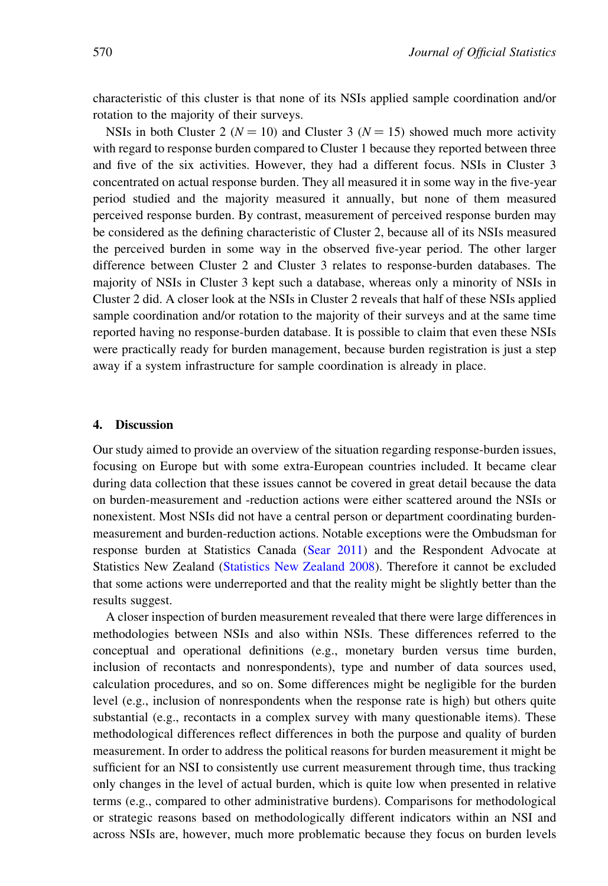characteristic of this cluster is that none of its NSIs applied sample coordination and/or rotation to the majority of their surveys.

NSIs in both Cluster 2 ($N = 10$) and Cluster 3 ($N = 15$) showed much more activity with regard to response burden compared to Cluster 1 because they reported between three and five of the six activities. However, they had a different focus. NSIs in Cluster 3 concentrated on actual response burden. They all measured it in some way in the five-year period studied and the majority measured it annually, but none of them measured perceived response burden. By contrast, measurement of perceived response burden may be considered as the defining characteristic of Cluster 2, because all of its NSIs measured the perceived burden in some way in the observed five-year period. The other larger difference between Cluster 2 and Cluster 3 relates to response-burden databases. The majority of NSIs in Cluster 3 kept such a database, whereas only a minority of NSIs in Cluster 2 did. A closer look at the NSIs in Cluster 2 reveals that half of these NSIs applied sample coordination and/or rotation to the majority of their surveys and at the same time reported having no response-burden database. It is possible to claim that even these NSIs were practically ready for burden management, because burden registration is just a step away if a system infrastructure for sample coordination is already in place.

## 4. Discussion

Our study aimed to provide an overview of the situation regarding response-burden issues, focusing on Europe but with some extra-European countries included. It became clear during data collection that these issues cannot be covered in great detail because the data on burden-measurement and -reduction actions were either scattered around the NSIs or nonexistent. Most NSIs did not have a central person or department coordinating burden-measurement and burden-reduction actions. Notable exceptions were the Ombudsman for response burden at Statistics Canada (Sear 2011) and the Respondent Advocate at Statistics New Zealand (Statistics New Zealand 2008). Therefore it cannot be excluded that some actions were underreported and that the reality might be slightly better than the results suggest.

A closer inspection of burden measurement revealed that there were large differences in methodologies between NSIs and also within NSIs. These differences referred to the conceptual and operational definitions (e.g., monetary burden versus time burden, inclusion of recontacts and nonrespondents), type and number of data sources used, calculation procedures, and so on. Some differences might be negligible for the burden level (e.g., inclusion of nonrespondents when the response rate is high) but others quite substantial (e.g., recontacts in a complex survey with many questionable items). These methodological differences reflect differences in both the purpose and quality of burden measurement. In order to address the political reasons for burden measurement it might be sufficient for an NSI to consistently use current measurement through time, thus tracking only changes in the level of actual burden, which is quite low when presented in relative terms (e.g., compared to other administrative burdens). Comparisons for methodological or strategic reasons based on methodologically different indicators within an NSI and across NSIs are, however, much more problematic because they focus on burden levels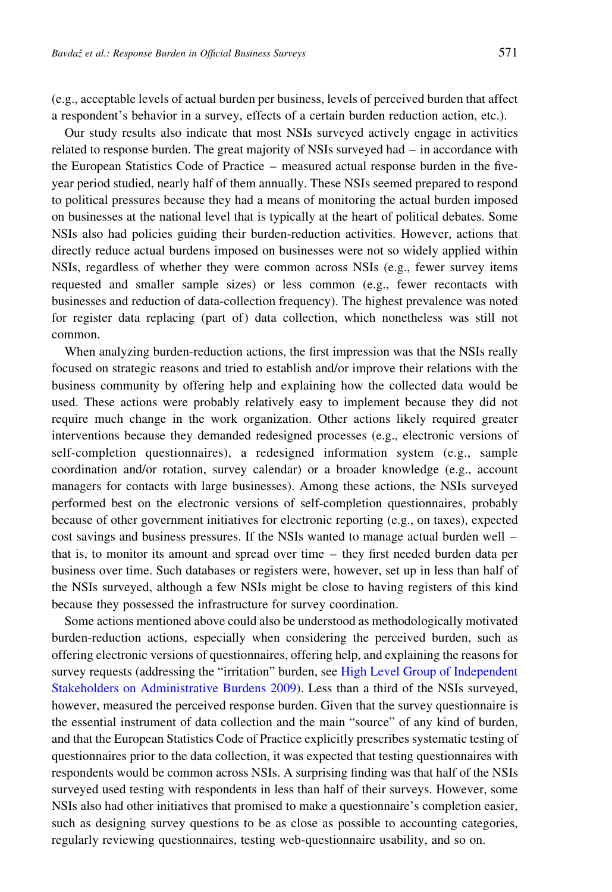(e.g., acceptable levels of actual burden per business, levels of perceived burden that affect a respondent's behavior in a survey, effects of a certain burden reduction action, etc.).

Our study results also indicate that most NSIs surveyed actively engage in activities related to response burden. The great majority of NSIs surveyed had – in accordance with the European Statistics Code of Practice – measured actual response burden in the five-year period studied, nearly half of them annually. These NSIs seemed prepared to respond to political pressures because they had a means of monitoring the actual burden imposed on businesses at the national level that is typically at the heart of political debates. Some NSIs also had policies guiding their burden-reduction activities. However, actions that directly reduce actual burdens imposed on businesses were not so widely applied within NSIs, regardless of whether they were common across NSIs (e.g., fewer survey items requested and smaller sample sizes) or less common (e.g., fewer recontacts with businesses and reduction of data-collection frequency). The highest prevalence was noted for register data replacing (part of) data collection, which nonetheless was still not common.

When analyzing burden-reduction actions, the first impression was that the NSIs really focused on strategic reasons and tried to establish and/or improve their relations with the business community by offering help and explaining how the collected data would be used. These actions were probably relatively easy to implement because they did not require much change in the work organization. Other actions likely required greater interventions because they demanded redesigned processes (e.g., electronic versions of self-completion questionnaires), a redesigned information system (e.g., sample coordination and/or rotation, survey calendar) or a broader knowledge (e.g., account managers for contacts with large businesses). Among these actions, the NSIs surveyed performed best on the electronic versions of self-completion questionnaires, probably because of other government initiatives for electronic reporting (e.g., on taxes), expected cost savings and business pressures. If the NSIs wanted to manage actual burden well – that is, to monitor its amount and spread over time – they first needed burden data per business over time. Such databases or registers were, however, set up in less than half of the NSIs surveyed, although a few NSIs might be close to having registers of this kind because they possessed the infrastructure for survey coordination.

Some actions mentioned above could also be understood as methodologically motivated burden-reduction actions, especially when considering the perceived burden, such as offering electronic versions of questionnaires, offering help, and explaining the reasons for survey requests (addressing the "irritation" burden, see High Level Group of Independent Stakeholders on Administrative Burdens 2009). Less than a third of the NSIs surveyed, however, measured the perceived response burden. Given that the survey questionnaire is the essential instrument of data collection and the main "source" of any kind of burden, and that the European Statistics Code of Practice explicitly prescribes systematic testing of questionnaires prior to the data collection, it was expected that testing questionnaires with respondents would be common across NSIs. A surprising finding was that half of the NSIs surveyed used testing with respondents in less than half of their surveys. However, some NSIs also had other initiatives that promised to make a questionnaire's completion easier, such as designing survey questions to be as close as possible to accounting categories, regularly reviewing questionnaires, testing web-questionnaire usability, and so on.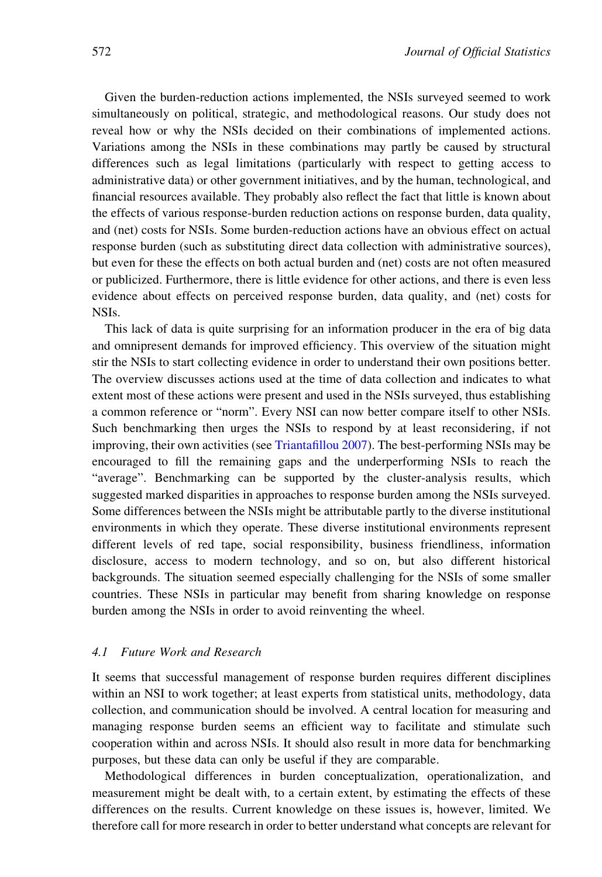Given the burden-reduction actions implemented, the NSIs surveyed seemed to work simultaneously on political, strategic, and methodological reasons. Our study does not reveal how or why the NSIs decided on their combinations of implemented actions. Variations among the NSIs in these combinations may partly be caused by structural differences such as legal limitations (particularly with respect to getting access to administrative data) or other government initiatives, and by the human, technological, and financial resources available. They probably also reflect the fact that little is known about the effects of various response-burden reduction actions on response burden, data quality, and (net) costs for NSIs. Some burden-reduction actions have an obvious effect on actual response burden (such as substituting direct data collection with administrative sources), but even for these the effects on both actual burden and (net) costs are not often measured or publicized. Furthermore, there is little evidence for other actions, and there is even less evidence about effects on perceived response burden, data quality, and (net) costs for NSIs.

This lack of data is quite surprising for an information producer in the era of big data and omnipresent demands for improved efficiency. This overview of the situation might stir the NSIs to start collecting evidence in order to understand their own positions better. The overview discusses actions used at the time of data collection and indicates to what extent most of these actions were present and used in the NSIs surveyed, thus establishing a common reference or "norm". Every NSI can now better compare itself to other NSIs. Such benchmarking then urges the NSIs to respond by at least reconsidering, if not improving, their own activities (see Triantafillou 2007). The best-performing NSIs may be encouraged to fill the remaining gaps and the underperforming NSIs to reach the "average". Benchmarking can be supported by the cluster-analysis results, which suggested marked disparities in approaches to response burden among the NSIs surveyed. Some differences between the NSIs might be attributable partly to the diverse institutional environments in which they operate. These diverse institutional environments represent different levels of red tape, social responsibility, business friendliness, information disclosure, access to modern technology, and so on, but also different historical backgrounds. The situation seemed especially challenging for the NSIs of some smaller countries. These NSIs in particular may benefit from sharing knowledge on response burden among the NSIs in order to avoid reinventing the wheel.

### 4.1 Future Work and Research

It seems that successful management of response burden requires different disciplines within an NSI to work together; at least experts from statistical units, methodology, data collection, and communication should be involved. A central location for measuring and managing response burden seems an efficient way to facilitate and stimulate such cooperation within and across NSIs. It should also result in more data for benchmarking purposes, but these data can only be useful if they are comparable.

Methodological differences in burden conceptualization, operationalization, and measurement might be dealt with, to a certain extent, by estimating the effects of these differences on the results. Current knowledge on these issues is, however, limited. We therefore call for more research in order to better understand what concepts are relevant for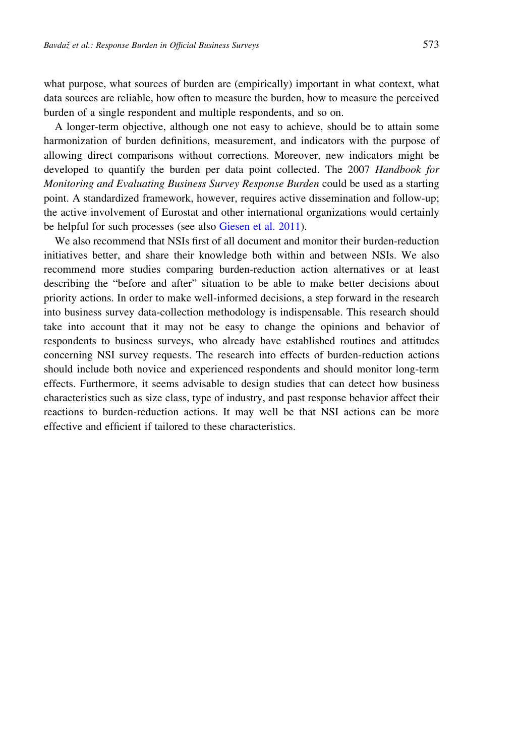what purpose, what sources of burden are (empirically) important in what context, what data sources are reliable, how often to measure the burden, how to measure the perceived burden of a single respondent and multiple respondents, and so on.

A longer-term objective, although one not easy to achieve, should be to attain some harmonization of burden definitions, measurement, and indicators with the purpose of allowing direct comparisons without corrections. Moreover, new indicators might be developed to quantify the burden per data point collected. The 2007 *Handbook for Monitoring and Evaluating Business Survey Response Burden* could be used as a starting point. A standardized framework, however, requires active dissemination and follow-up; the active involvement of Eurostat and other international organizations would certainly be helpful for such processes (see also Giesen et al. 2011).

We also recommend that NSIs first of all document and monitor their burden-reduction initiatives better, and share their knowledge both within and between NSIs. We also recommend more studies comparing burden-reduction action alternatives or at least describing the "before and after" situation to be able to make better decisions about priority actions. In order to make well-informed decisions, a step forward in the research into business survey data-collection methodology is indispensable. This research should take into account that it may not be easy to change the opinions and behavior of respondents to business surveys, who already have established routines and attitudes concerning NSI survey requests. The research into effects of burden-reduction actions should include both novice and experienced respondents and should monitor long-term effects. Furthermore, it seems advisable to design studies that can detect how business characteristics such as size class, type of industry, and past response behavior affect their reactions to burden-reduction actions. It may well be that NSI actions can be more effective and efficient if tailored to these characteristics.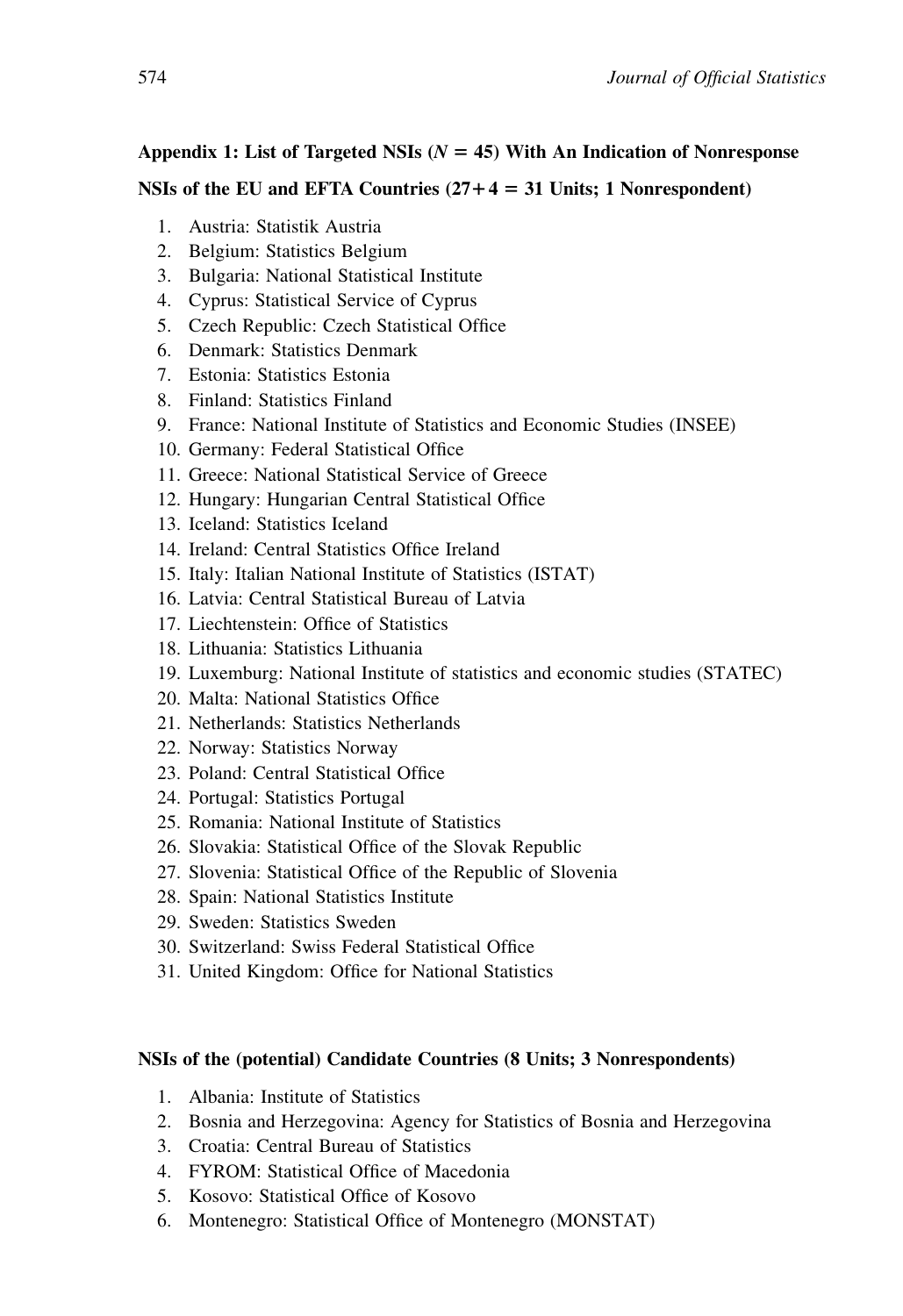## Appendix 1: List of Targeted NSIs ($N = 45$) With An Indication of Nonresponse

### NSIs of the EU and EFTA Countries (27+4 = 31 Units; 1 Nonrespondent)

1. Austria: Statistik Austria
2. Belgium: Statistics Belgium
3. Bulgaria: National Statistical Institute
4. Cyprus: Statistical Service of Cyprus
5. Czech Republic: Czech Statistical Office
6. Denmark: Statistics Denmark
7. Estonia: Statistics Estonia
8. Finland: Statistics Finland
9. France: National Institute of Statistics and Economic Studies (INSEE)
10. Germany: Federal Statistical Office
11. Greece: National Statistical Service of Greece
12. Hungary: Hungarian Central Statistical Office
13. Iceland: Statistics Iceland
14. Ireland: Central Statistics Office Ireland
15. Italy: Italian National Institute of Statistics (ISTAT)
16. Latvia: Central Statistical Bureau of Latvia
17. Liechtenstein: Office of Statistics
18. Lithuania: Statistics Lithuania
19. Luxemburg: National Institute of statistics and economic studies (STATEC)
20. Malta: National Statistics Office
21. Netherlands: Statistics Netherlands
22. Norway: Statistics Norway
23. Poland: Central Statistical Office
24. Portugal: Statistics Portugal
25. Romania: National Institute of Statistics
26. Slovakia: Statistical Office of the Slovak Republic
27. Slovenia: Statistical Office of the Republic of Slovenia
28. Spain: National Statistics Institute
29. Sweden: Statistics Sweden
30. Switzerland: Swiss Federal Statistical Office
31. United Kingdom: Office for National Statistics

### NSIs of the (potential) Candidate Countries (8 Units; 3 Nonrespondents)

1. Albania: Institute of Statistics
2. Bosnia and Herzegovina: Agency for Statistics of Bosnia and Herzegovina
3. Croatia: Central Bureau of Statistics
4. FYROM: Statistical Office of Macedonia
5. Kosovo: Statistical Office of Kosovo
6. Montenegro: Statistical Office of Montenegro (MONSTAT)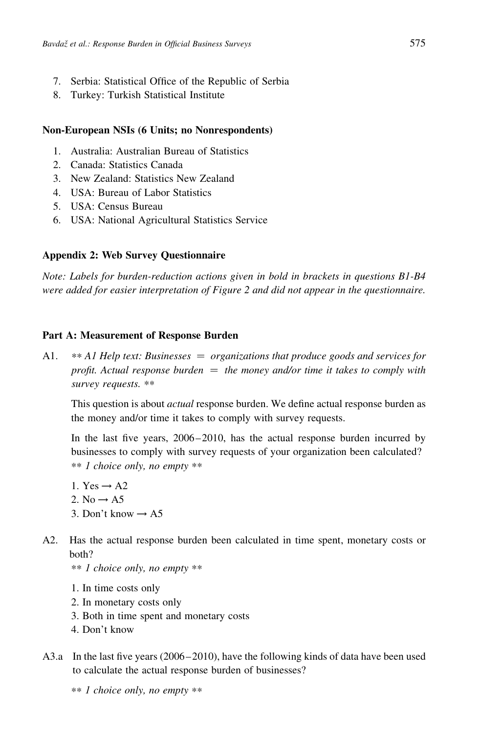7. Serbia: Statistical Office of the Republic of Serbia
8. Turkey: Turkish Statistical Institute

**Non-European NSIs (6 Units; no Nonrespondents)**

1. Australia: Australian Bureau of Statistics
2. Canada: Statistics Canada
3. New Zealand: Statistics New Zealand
4. USA: Bureau of Labor Statistics
5. USA: Census Bureau
6. USA: National Agricultural Statistics Service

## Appendix 2: Web Survey Questionnaire

*Note: Labels for burden-reduction actions given in bold in brackets in questions B1-B4 were added for easier interpretation of Figure 2 and did not appear in the questionnaire.*

### Part A: Measurement of Response Burden

A1. *\*\* A1 Help text: Businesses = organizations that produce goods and services for profit. Actual response burden = the money and/or time it takes to comply with survey requests. \*\**

This question is about *actual* response burden. We define actual response burden as the money and/or time it takes to comply with survey requests.

In the last five years, 2006–2010, has the actual response burden incurred by businesses to comply with survey requests of your organization been calculated? *\*\* 1 choice only, no empty \*\**

1. Yes → A2
2. No → A5
3. Don't know → A5

A2. Has the actual response burden been calculated in time spent, monetary costs or both?
*\*\* 1 choice only, no empty \*\**

1. In time costs only
2. In monetary costs only
3. Both in time spent and monetary costs
4. Don't know

A3.a In the last five years (2006–2010), have the following kinds of data have been used to calculate the actual response burden of businesses?

*\*\* 1 choice only, no empty \*\**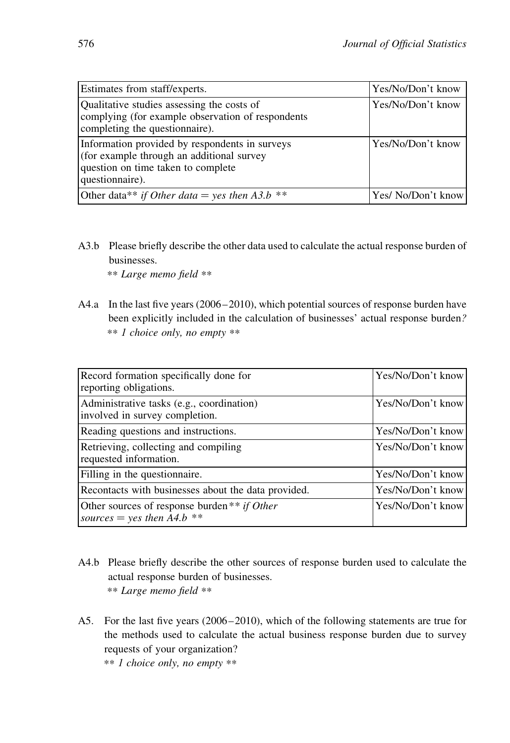| | |
|---|---|
| Estimates from staff/experts. | Yes/No/Don't know |
| Qualitative studies assessing the costs of complying (for example observation of respondents completing the questionnaire). | Yes/No/Don't know |
| Information provided by respondents in surveys (for example through an additional survey question on time taken to complete questionnaire). | Yes/No/Don't know |
| Other data** *if Other data = yes then A3.b* ** | Yes/ No/Don't know |

A3.b Please briefly describe the other data used to calculate the actual response burden of businesses.
** *Large memo field* **

A4.a In the last five years (2006–2010), which potential sources of response burden have been explicitly included in the calculation of businesses' actual response burden?
** *1 choice only, no empty* **

| | |
|---|---|
| Record formation specifically done for reporting obligations. | Yes/No/Don't know |
| Administrative tasks (e.g., coordination) involved in survey completion. | Yes/No/Don't know |
| Reading questions and instructions. | Yes/No/Don't know |
| Retrieving, collecting and compiling requested information. | Yes/No/Don't know |
| Filling in the questionnaire. | Yes/No/Don't know |
| Recontacts with businesses about the data provided. | Yes/No/Don't know |
| Other sources of response burden** *if Other sources = yes then A4.b* ** | Yes/No/Don't know |

A4.b Please briefly describe the other sources of response burden used to calculate the actual response burden of businesses.
** *Large memo field* **

A5. For the last five years (2006–2010), which of the following statements are true for the methods used to calculate the actual business response burden due to survey requests of your organization?
** *1 choice only, no empty* **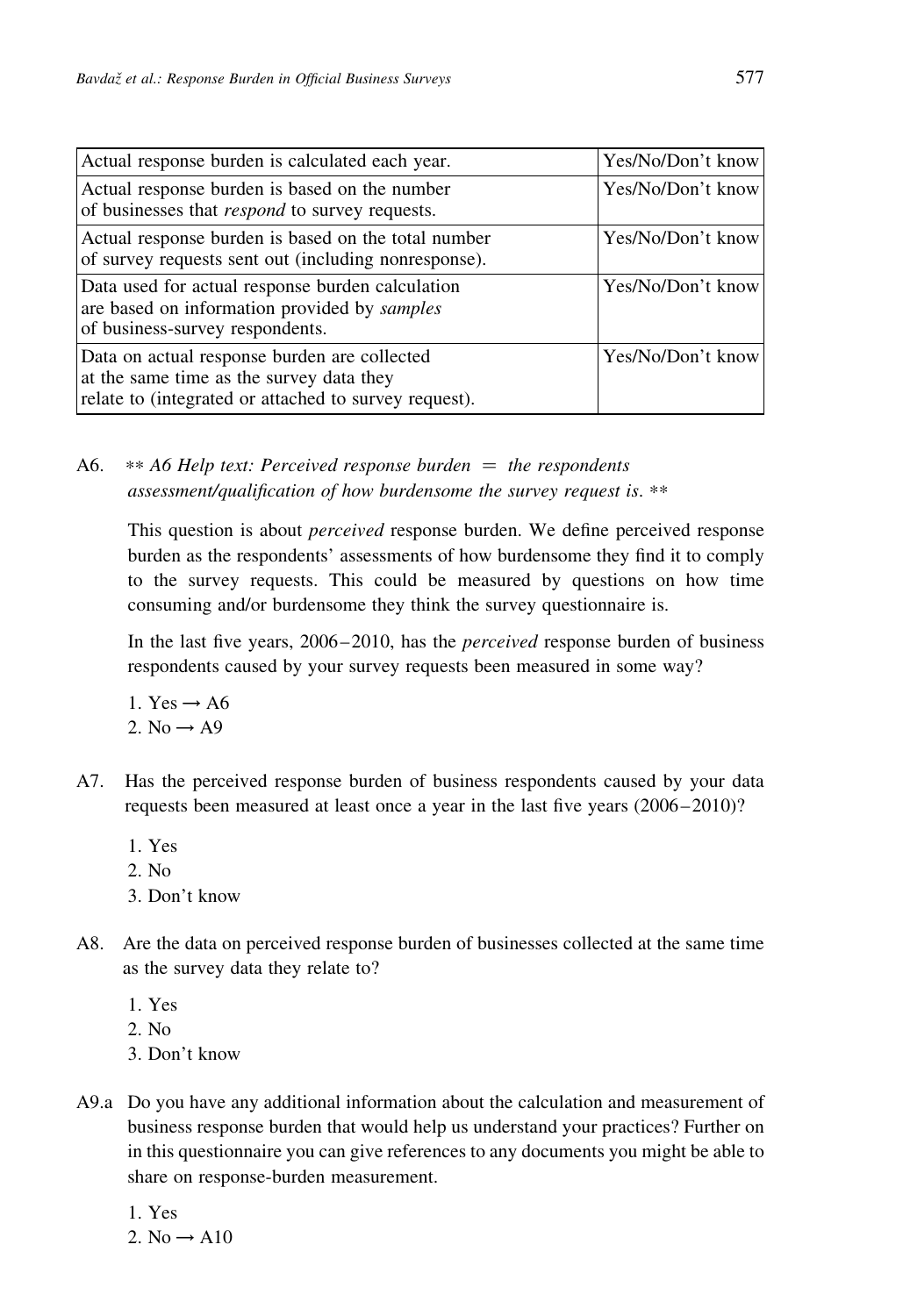| | |
|---|---|
| Actual response burden is calculated each year. | Yes/No/Don't know |
| Actual response burden is based on the number of businesses that *respond* to survey requests. | Yes/No/Don't know |
| Actual response burden is based on the total number of survey requests sent out (including nonresponse). | Yes/No/Don't know |
| Data used for actual response burden calculation are based on information provided by *samples* of business-survey respondents. | Yes/No/Don't know |
| Data on actual response burden are collected at the same time as the survey data they relate to (integrated or attached to survey request). | Yes/No/Don't know |

A6. ** *A6 Help text: Perceived response burden = the respondents assessment/qualification of how burdensome the survey request is.* **

This question is about *perceived* response burden. We define perceived response burden as the respondents' assessments of how burdensome they find it to comply to the survey requests. This could be measured by questions on how time consuming and/or burdensome they think the survey questionnaire is.

In the last five years, 2006–2010, has the *perceived* response burden of business respondents caused by your survey requests been measured in some way?

1. Yes → A6
2. No → A9

A7. Has the perceived response burden of business respondents caused by your data requests been measured at least once a year in the last five years (2006–2010)?

1. Yes
2. No
3. Don't know

A8. Are the data on perceived response burden of businesses collected at the same time as the survey data they relate to?

1. Yes
2. No
3. Don't know

A9.a Do you have any additional information about the calculation and measurement of business response burden that would help us understand your practices? Further on in this questionnaire you can give references to any documents you might be able to share on response-burden measurement.

1. Yes
2. No → A10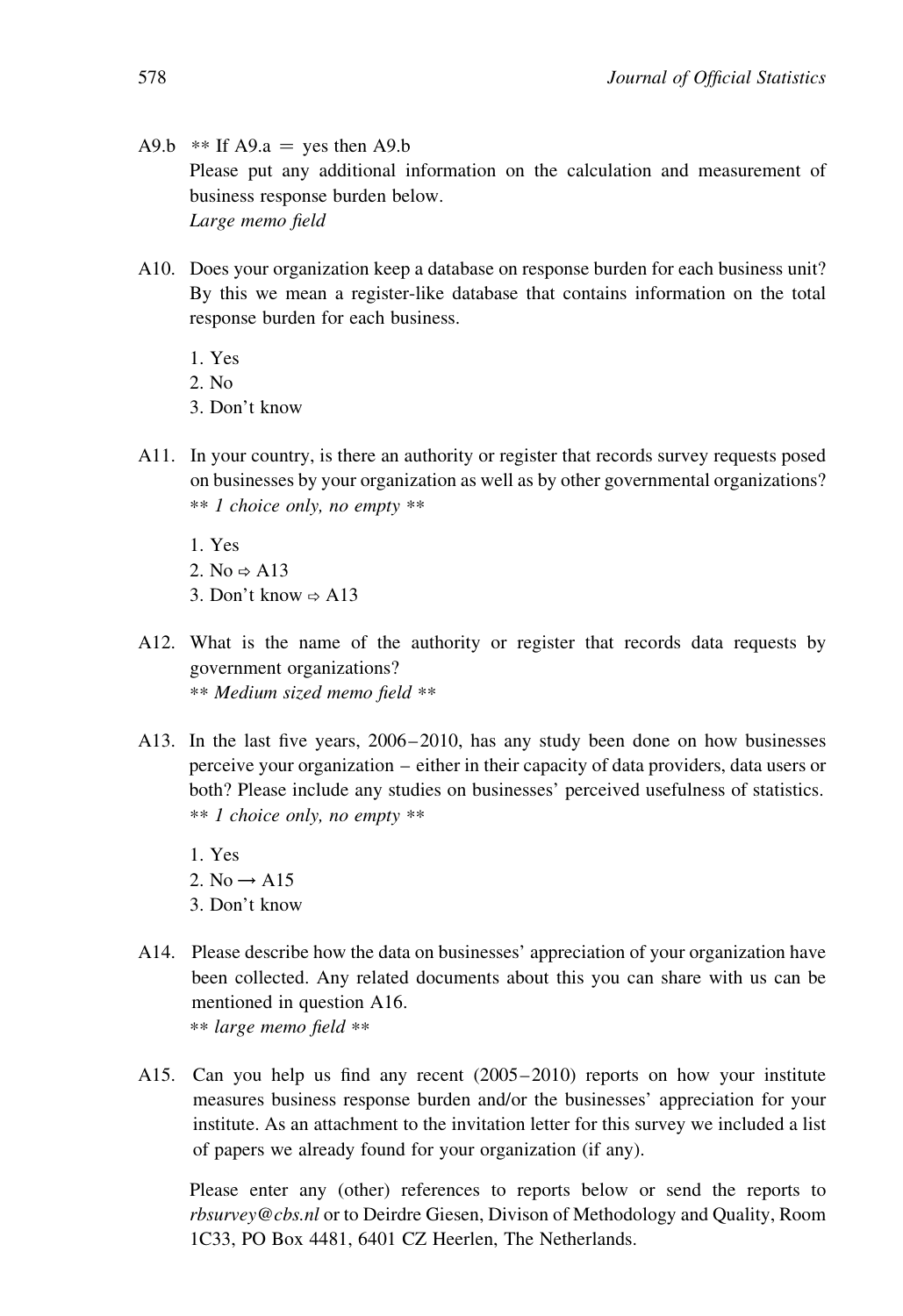A9.b ** If A9.a = yes then A9.b
Please put any additional information on the calculation and measurement of business response burden below.
*Large memo field*

A10. Does your organization keep a database on response burden for each business unit? By this we mean a register-like database that contains information on the total response burden for each business.

1. Yes
2. No
3. Don't know

A11. In your country, is there an authority or register that records survey requests posed on businesses by your organization as well as by other governmental organizations?
** *1 choice only, no empty* **

1. Yes
2. No ⇨ A13
3. Don't know ⇨ A13

A12. What is the name of the authority or register that records data requests by government organizations?
** *Medium sized memo field* **

A13. In the last five years, 2006–2010, has any study been done on how businesses perceive your organization – either in their capacity of data providers, data users or both? Please include any studies on businesses' perceived usefulness of statistics.
** *1 choice only, no empty* **

1. Yes
2. No → A15
3. Don't know

A14. Please describe how the data on businesses' appreciation of your organization have been collected. Any related documents about this you can share with us can be mentioned in question A16.
** *large memo field* **

A15. Can you help us find any recent (2005–2010) reports on how your institute measures business response burden and/or the businesses' appreciation for your institute. As an attachment to the invitation letter for this survey we included a list of papers we already found for your organization (if any).

Please enter any (other) references to reports below or send the reports to *rbsurvey@cbs.nl* or to Deirdre Giesen, Divison of Methodology and Quality, Room 1C33, PO Box 4481, 6401 CZ Heerlen, The Netherlands.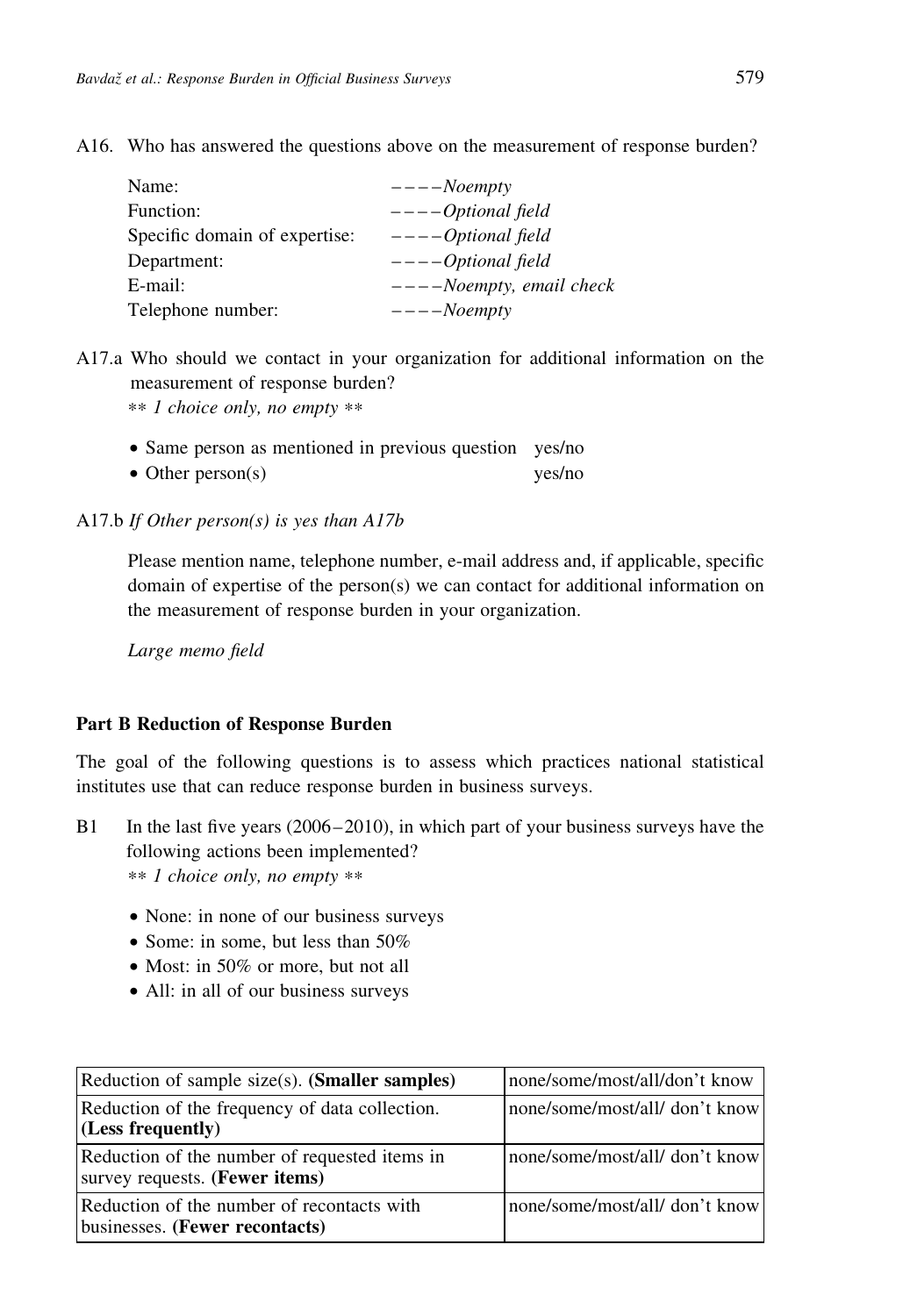A16. Who has answered the questions above on the measurement of response burden?

| | |
|---|---|
| Name: | ––––*Noempty* |
| Function: | ––––*Optional field* |
| Specific domain of expertise: | ––––*Optional field* |
| Department: | ––––*Optional field* |
| E-mail: | ––––*Noempty, email check* |
| Telephone number: | ––––*Noempty* |

A17.a Who should we contact in your organization for additional information on the measurement of response burden?
*** 1 choice only, no empty ***

- Same person as mentioned in previous question yes/no
- Other person(s) yes/no

A17.b *If Other person(s) is yes than A17b*

Please mention name, telephone number, e-mail address and, if applicable, specific domain of expertise of the person(s) we can contact for additional information on the measurement of response burden in your organization.

*Large memo field*

**Part B Reduction of Response Burden**

The goal of the following questions is to assess which practices national statistical institutes use that can reduce response burden in business surveys.

B1 In the last five years (2006–2010), in which part of your business surveys have the following actions been implemented?
*** 1 choice only, no empty ***

- None: in none of our business surveys
- Some: in some, but less than 50%
- Most: in 50% or more, but not all
- All: in all of our business surveys

| | |
|---|---|
| Reduction of sample size(s). **(Smaller samples)** | none/some/most/all/don't know |
| Reduction of the frequency of data collection. **(Less frequently)** | none/some/most/all/ don't know |
| Reduction of the number of requested items in survey requests. **(Fewer items)** | none/some/most/all/ don't know |
| Reduction of the number of recontacts with businesses. **(Fewer recontacts)** | none/some/most/all/ don't know |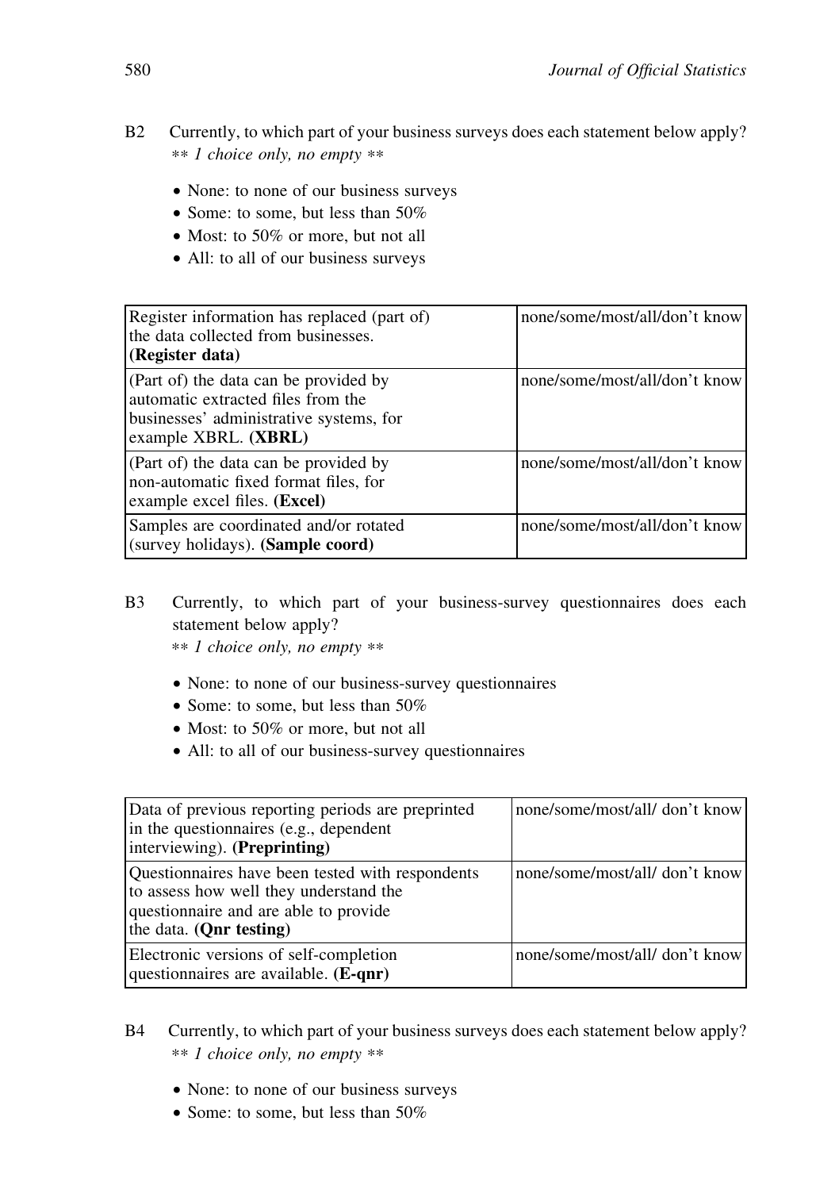B2 Currently, to which part of your business surveys does each statement below apply?
*\*\* 1 choice only, no empty \*\**

- None: to none of our business surveys
- Some: to some, but less than 50%
- Most: to 50% or more, but not all
- All: to all of our business surveys

| | |
|---|---|
| Register information has replaced (part of) the data collected from businesses. **(Register data)** | none/some/most/all/don't know |
| (Part of) the data can be provided by automatic extracted files from the businesses' administrative systems, for example XBRL. **(XBRL)** | none/some/most/all/don't know |
| (Part of) the data can be provided by non-automatic fixed format files, for example excel files. **(Excel)** | none/some/most/all/don't know |
| Samples are coordinated and/or rotated (survey holidays). **(Sample coord)** | none/some/most/all/don't know |

B3 Currently, to which part of your business-survey questionnaires does each statement below apply?
*\*\* 1 choice only, no empty \*\**

- None: to none of our business-survey questionnaires
- Some: to some, but less than 50%
- Most: to 50% or more, but not all
- All: to all of our business-survey questionnaires

| | |
|---|---|
| Data of previous reporting periods are preprinted in the questionnaires (e.g., dependent interviewing). **(Preprinting)** | none/some/most/all/ don't know |
| Questionnaires have been tested with respondents to assess how well they understand the questionnaire and are able to provide the data. **(Qnr testing)** | none/some/most/all/ don't know |
| Electronic versions of self-completion questionnaires are available. **(E-qnr)** | none/some/most/all/ don't know |

B4 Currently, to which part of your business surveys does each statement below apply?
*\*\* 1 choice only, no empty \*\**

- None: to none of our business surveys
- Some: to some, but less than 50%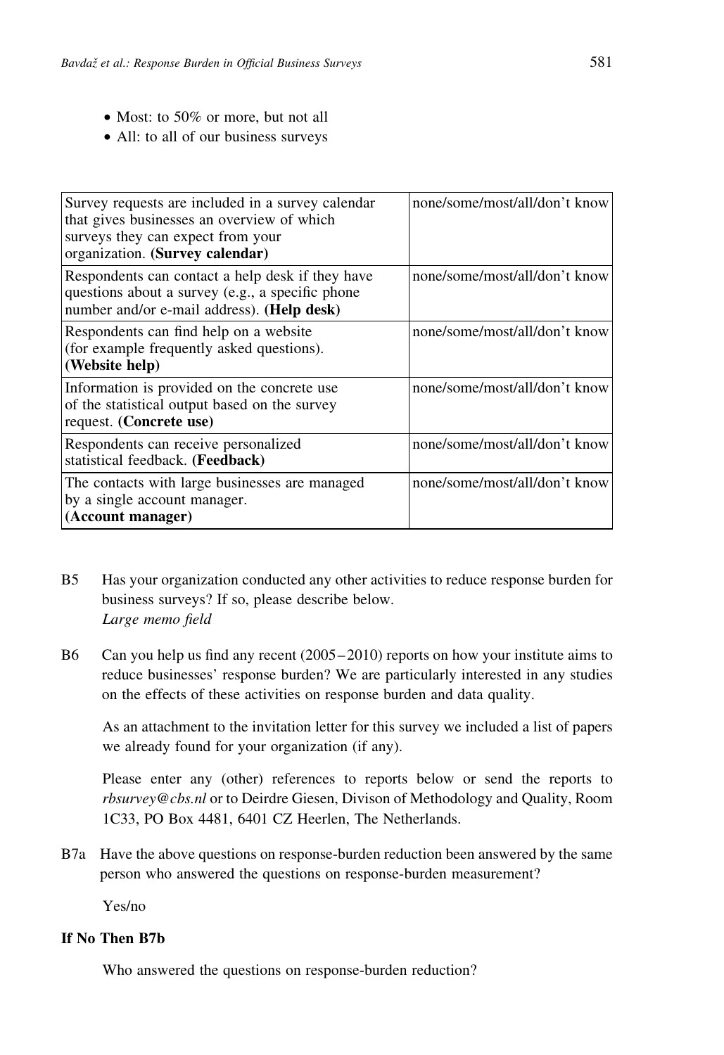- Most: to 50% or more, but not all
- All: to all of our business surveys

| | |
|---|---|
| Survey requests are included in a survey calendar that gives businesses an overview of which surveys they can expect from your organization. **(Survey calendar)** | none/some/most/all/don't know |
| Respondents can contact a help desk if they have questions about a survey (e.g., a specific phone number and/or e-mail address). **(Help desk)** | none/some/most/all/don't know |
| Respondents can find help on a website (for example frequently asked questions). **(Website help)** | none/some/most/all/don't know |
| Information is provided on the concrete use of the statistical output based on the survey request. **(Concrete use)** | none/some/most/all/don't know |
| Respondents can receive personalized statistical feedback. **(Feedback)** | none/some/most/all/don't know |
| The contacts with large businesses are managed by a single account manager. **(Account manager)** | none/some/most/all/don't know |

B5 Has your organization conducted any other activities to reduce response burden for business surveys? If so, please describe below.
*Large memo field*

B6 Can you help us find any recent (2005–2010) reports on how your institute aims to reduce businesses' response burden? We are particularly interested in any studies on the effects of these activities on response burden and data quality.

As an attachment to the invitation letter for this survey we included a list of papers we already found for your organization (if any).

Please enter any (other) references to reports below or send the reports to *rbsurvey@cbs.nl* or to Deirdre Giesen, Divison of Methodology and Quality, Room 1C33, PO Box 4481, 6401 CZ Heerlen, The Netherlands.

B7a Have the above questions on response-burden reduction been answered by the same person who answered the questions on response-burden measurement?

Yes/no

**If No Then B7b**

Who answered the questions on response-burden reduction?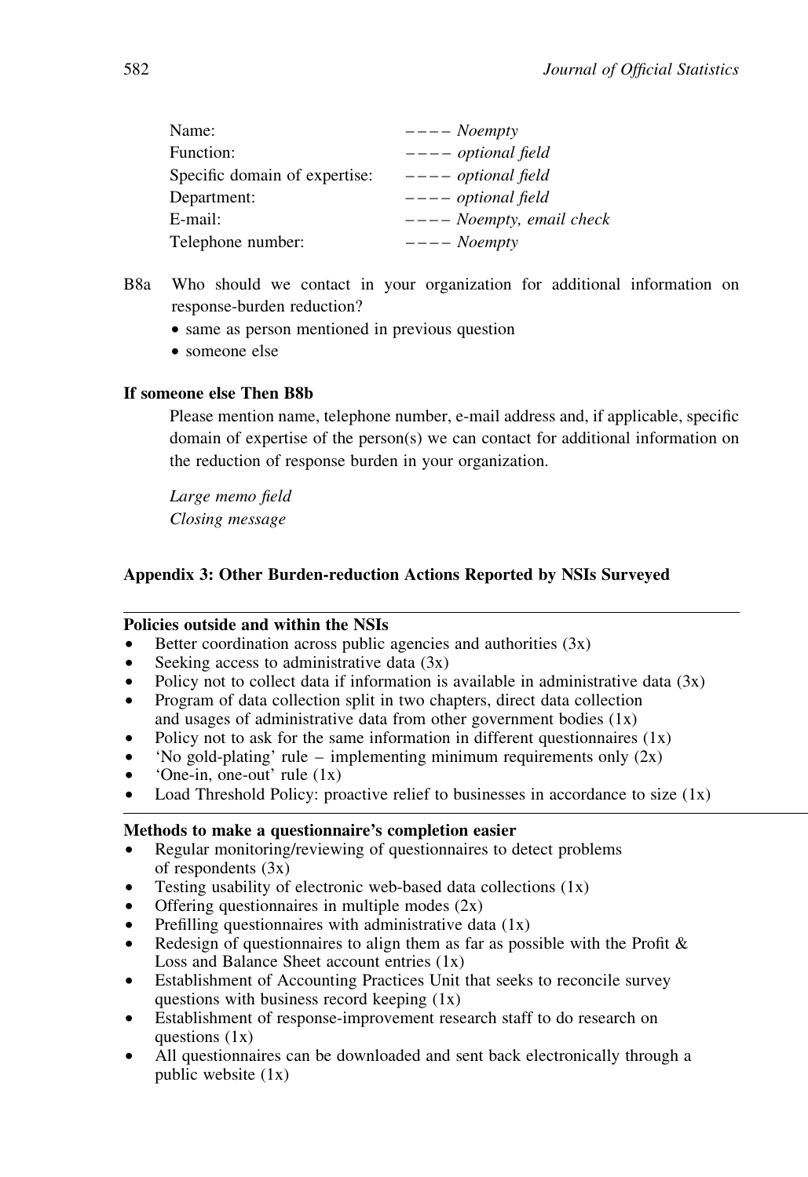| | |
|---|---|
| Name: | –––– *Noempty* |
| Function: | –––– *optional field* |
| Specific domain of expertise: | –––– *optional field* |
| Department: | –––– *optional field* |
| E-mail: | –––– *Noempty, email check* |
| Telephone number: | –––– *Noempty* |

B8a Who should we contact in your organization for additional information on response-burden reduction?

- same as person mentioned in previous question
- someone else

**If someone else Then B8b**

Please mention name, telephone number, e-mail address and, if applicable, specific domain of expertise of the person(s) we can contact for additional information on the reduction of response burden in your organization.

*Large memo field*
*Closing message*

## Appendix 3: Other Burden-reduction Actions Reported by NSIs Surveyed

**Policies outside and within the NSIs**

- Better coordination across public agencies and authorities (3x)
- Seeking access to administrative data (3x)
- Policy not to collect data if information is available in administrative data (3x)
- Program of data collection split in two chapters, direct data collection and usages of administrative data from other government bodies (1x)
- Policy not to ask for the same information in different questionnaires (1x)
- 'No gold-plating' rule – implementing minimum requirements only (2x)
- 'One-in, one-out' rule (1x)
- Load Threshold Policy: proactive relief to businesses in accordance to size (1x)

**Methods to make a questionnaire's completion easier**

- Regular monitoring/reviewing of questionnaires to detect problems of respondents (3x)
- Testing usability of electronic web-based data collections (1x)
- Offering questionnaires in multiple modes (2x)
- Prefilling questionnaires with administrative data (1x)
- Redesign of questionnaires to align them as far as possible with the Profit & Loss and Balance Sheet account entries (1x)
- Establishment of Accounting Practices Unit that seeks to reconcile survey questions with business record keeping (1x)
- Establishment of response-improvement research staff to do research on questions (1x)
- All questionnaires can be downloaded and sent back electronically through a public website (1x)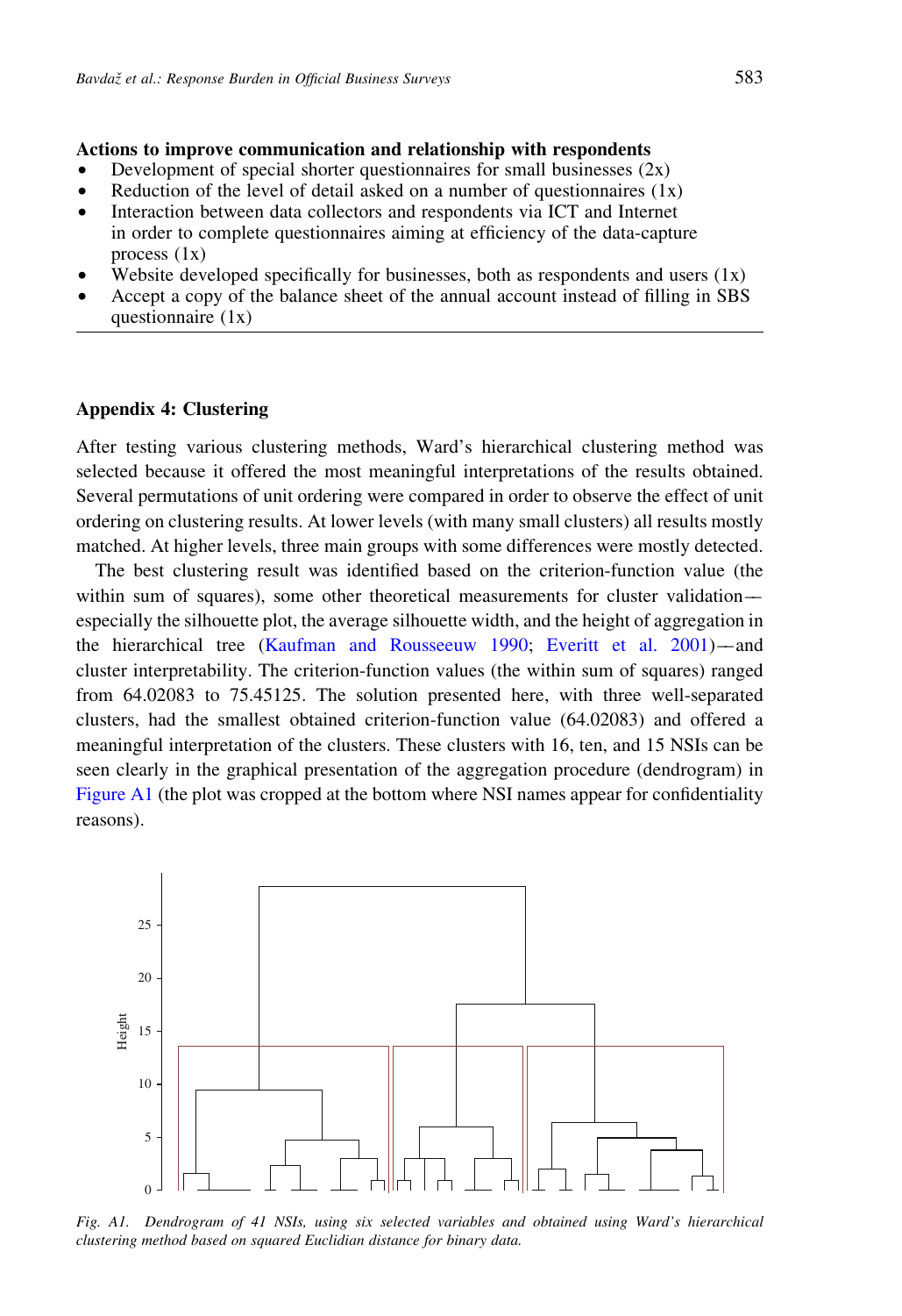**Actions to improve communication and relationship with respondents**

- Development of special shorter questionnaires for small businesses (2x)
- Reduction of the level of detail asked on a number of questionnaires (1x)
- Interaction between data collectors and respondents via ICT and Internet in order to complete questionnaires aiming at efficiency of the data-capture process (1x)
- Website developed specifically for businesses, both as respondents and users (1x)
- Accept a copy of the balance sheet of the annual account instead of filling in SBS questionnaire (1x)

## Appendix 4: Clustering

After testing various clustering methods, Ward's hierarchical clustering method was selected because it offered the most meaningful interpretations of the results obtained. Several permutations of unit ordering were compared in order to observe the effect of unit ordering on clustering results. At lower levels (with many small clusters) all results mostly matched. At higher levels, three main groups with some differences were mostly detected.

The best clustering result was identified based on the criterion-function value (the within sum of squares), some other theoretical measurements for cluster validation—especially the silhouette plot, the average silhouette width, and the height of aggregation in the hierarchical tree (Kaufman and Rousseeuw 1990; Everitt et al. 2001)—and cluster interpretability. The criterion-function values (the within sum of squares) ranged from 64.02083 to 75.45125. The solution presented here, with three well-separated clusters, had the smallest obtained criterion-function value (64.02083) and offered a meaningful interpretation of the clusters. These clusters with 16, ten, and 15 NSIs can be seen clearly in the graphical presentation of the aggregation procedure (dendrogram) in Figure A1 (the plot was cropped at the bottom where NSI names appear for confidentiality reasons).

Height
25
20
15
10
5
0

Fig. A1. Dendrogram of 41 NSIs, using six selected variables and obtained using Ward's hierarchical clustering method based on squared Euclidian distance for binary data.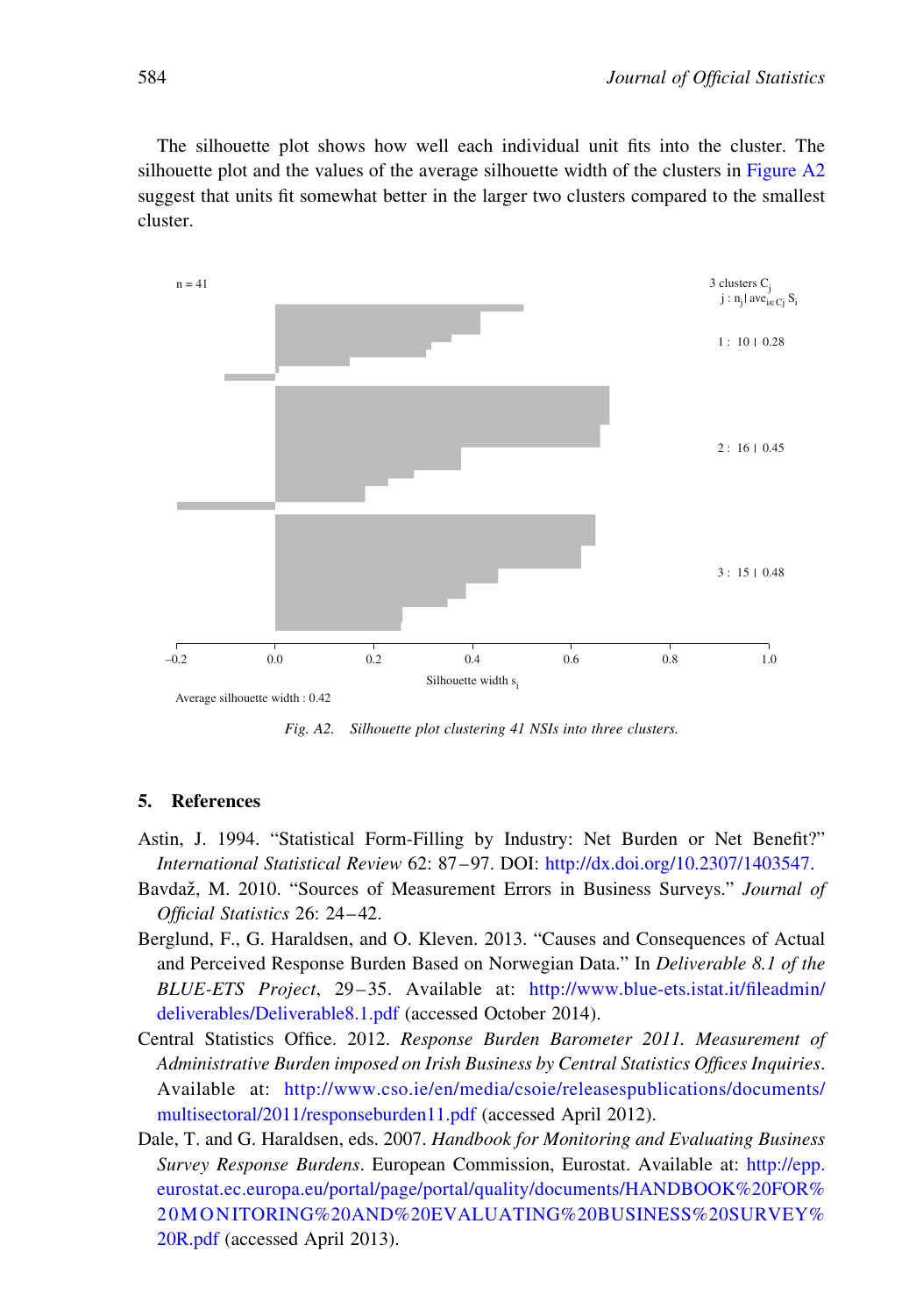The silhouette plot shows how well each individual unit fits into the cluster. The silhouette plot and the values of the average silhouette width of the clusters in Figure A2 suggest that units fit somewhat better in the larger two clusters compared to the smallest cluster.

n = 41

3 clusters $C_j$

$j : n_j \mid ave_{i \in Cj}\, S_i$

1 : 10 | 0.28

2 : 16 | 0.45

3 : 15 | 0.48

–0.2 0.0 0.2 0.4 0.6 0.8 1.0

Silhouette width $s_i$

Average silhouette width : 0.42

*Fig. A2. Silhouette plot clustering 41 NSIs into three clusters.*

## 5. References

Astin, J. 1994. "Statistical Form-Filling by Industry: Net Burden or Net Benefit?" *International Statistical Review* 62: 87–97. DOI: http://dx.doi.org/10.2307/1403547.

Bavdaž, M. 2010. "Sources of Measurement Errors in Business Surveys." *Journal of Official Statistics* 26: 24–42.

Berglund, F., G. Haraldsen, and O. Kleven. 2013. "Causes and Consequences of Actual and Perceived Response Burden Based on Norwegian Data." In *Deliverable 8.1 of the BLUE-ETS Project*, 29–35. Available at: http://www.blue-ets.istat.it/fileadmin/deliverables/Deliverable8.1.pdf (accessed October 2014).

Central Statistics Office. 2012. *Response Burden Barometer 2011. Measurement of Administrative Burden imposed on Irish Business by Central Statistics Offices Inquiries*. Available at: http://www.cso.ie/en/media/csoie/releasespublications/documents/multisectoral/2011/responseburden11.pdf (accessed April 2012).

Dale, T. and G. Haraldsen, eds. 2007. *Handbook for Monitoring and Evaluating Business Survey Response Burdens*. European Commission, Eurostat. Available at: http://epp.eurostat.ec.europa.eu/portal/page/portal/quality/documents/HANDBOOK%20FOR%20MONITORING%20AND%20EVALUATING%20BUSINESS%20SURVEY%20R.pdf (accessed April 2013).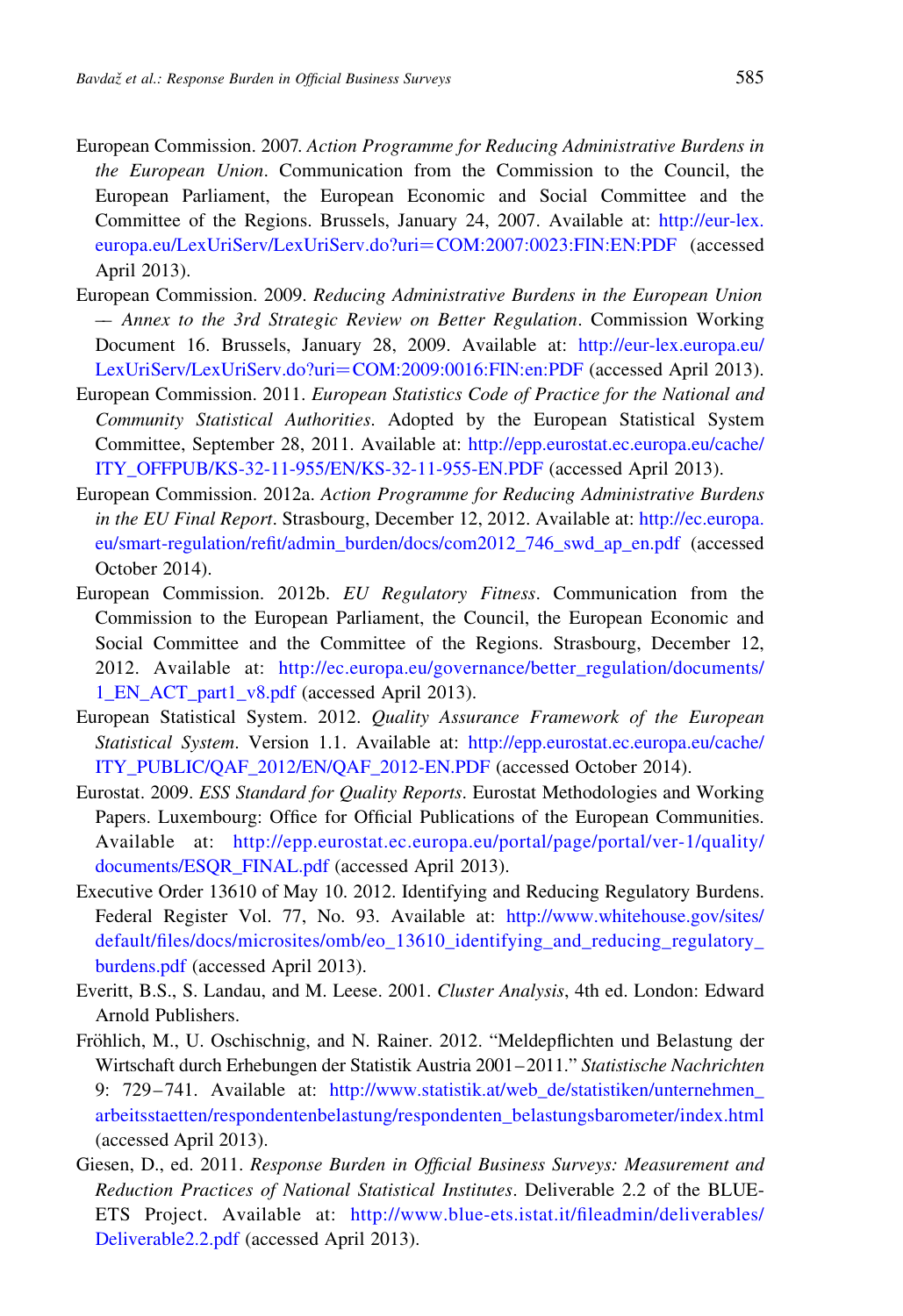European Commission. 2007. *Action Programme for Reducing Administrative Burdens in the European Union*. Communication from the Commission to the Council, the European Parliament, the European Economic and Social Committee and the Committee of the Regions. Brussels, January 24, 2007. Available at: http://eur-lex.europa.eu/LexUriServ/LexUriServ.do?uri=COM:2007:0023:FIN:EN:PDF (accessed April 2013).

European Commission. 2009. *Reducing Administrative Burdens in the European Union — Annex to the 3rd Strategic Review on Better Regulation*. Commission Working Document 16. Brussels, January 28, 2009. Available at: http://eur-lex.europa.eu/LexUriServ/LexUriServ.do?uri=COM:2009:0016:FIN:en:PDF (accessed April 2013).

European Commission. 2011. *European Statistics Code of Practice for the National and Community Statistical Authorities*. Adopted by the European Statistical System Committee, September 28, 2011. Available at: http://epp.eurostat.ec.europa.eu/cache/ITY_OFFPUB/KS-32-11-955/EN/KS-32-11-955-EN.PDF (accessed April 2013).

European Commission. 2012a. *Action Programme for Reducing Administrative Burdens in the EU Final Report*. Strasbourg, December 12, 2012. Available at: http://ec.europa.eu/smart-regulation/refit/admin_burden/docs/com2012_746_swd_ap_en.pdf (accessed October 2014).

European Commission. 2012b. *EU Regulatory Fitness*. Communication from the Commission to the European Parliament, the Council, the European Economic and Social Committee and the Committee of the Regions. Strasbourg, December 12, 2012. Available at: http://ec.europa.eu/governance/better_regulation/documents/1_EN_ACT_part1_v8.pdf (accessed April 2013).

European Statistical System. 2012. *Quality Assurance Framework of the European Statistical System*. Version 1.1. Available at: http://epp.eurostat.ec.europa.eu/cache/ITY_PUBLIC/QAF_2012/EN/QAF_2012-EN.PDF (accessed October 2014).

Eurostat. 2009. *ESS Standard for Quality Reports*. Eurostat Methodologies and Working Papers. Luxembourg: Office for Official Publications of the European Communities. Available at: http://epp.eurostat.ec.europa.eu/portal/page/portal/ver-1/quality/documents/ESQR_FINAL.pdf (accessed April 2013).

Executive Order 13610 of May 10. 2012. Identifying and Reducing Regulatory Burdens. Federal Register Vol. 77, No. 93. Available at: http://www.whitehouse.gov/sites/default/files/docs/microsites/omb/eo_13610_identifying_and_reducing_regulatory_burdens.pdf (accessed April 2013).

Everitt, B.S., S. Landau, and M. Leese. 2001. *Cluster Analysis*, 4th ed. London: Edward Arnold Publishers.

Fröhlich, M., U. Oschischnig, and N. Rainer. 2012. "Meldepflichten und Belastung der Wirtschaft durch Erhebungen der Statistik Austria 2001–2011." *Statistische Nachrichten* 9: 729–741. Available at: http://www.statistik.at/web_de/statistiken/unternehmen_arbeitsstaetten/respondentenbelastung/respondenten_belastungsbarometer/index.html (accessed April 2013).

Giesen, D., ed. 2011. *Response Burden in Official Business Surveys: Measurement and Reduction Practices of National Statistical Institutes*. Deliverable 2.2 of the BLUE-ETS Project. Available at: http://www.blue-ets.istat.it/fileadmin/deliverables/Deliverable2.2.pdf (accessed April 2013).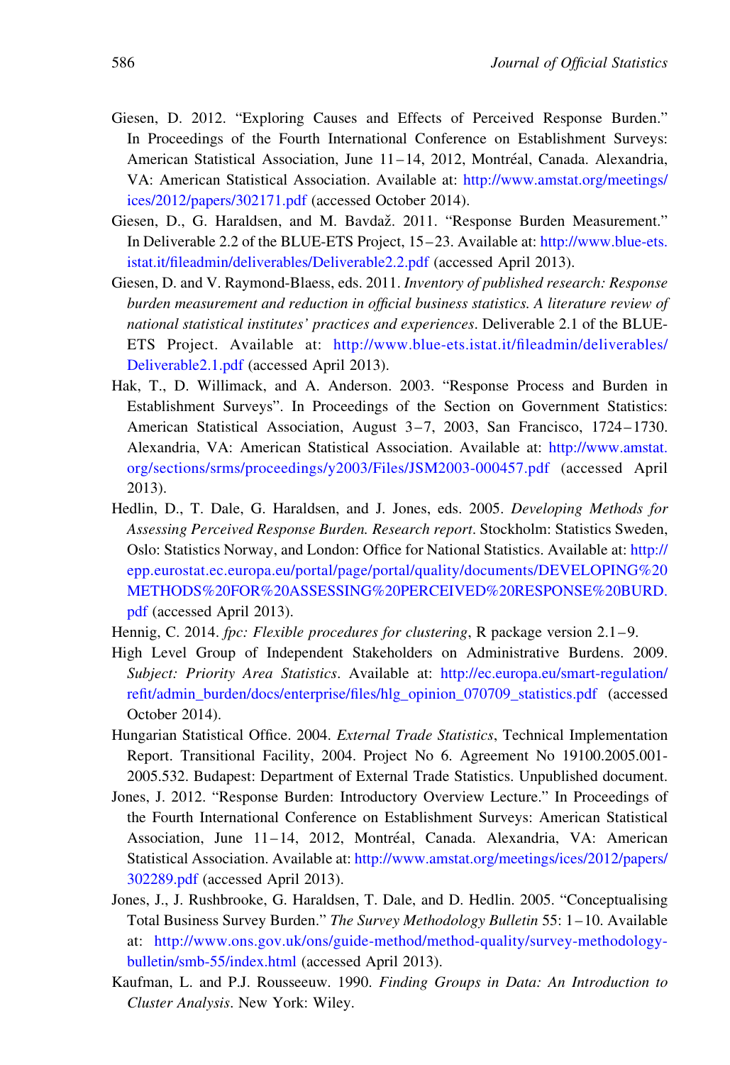Giesen, D. 2012. "Exploring Causes and Effects of Perceived Response Burden." In Proceedings of the Fourth International Conference on Establishment Surveys: American Statistical Association, June 11–14, 2012, Montréal, Canada. Alexandria, VA: American Statistical Association. Available at: http://www.amstat.org/meetings/ices/2012/papers/302171.pdf (accessed October 2014).

Giesen, D., G. Haraldsen, and M. Bavdaž. 2011. "Response Burden Measurement." In Deliverable 2.2 of the BLUE-ETS Project, 15–23. Available at: http://www.blue-ets.istat.it/fileadmin/deliverables/Deliverable2.2.pdf (accessed April 2013).

Giesen, D. and V. Raymond-Blaess, eds. 2011. *Inventory of published research: Response burden measurement and reduction in official business statistics. A literature review of national statistical institutes' practices and experiences*. Deliverable 2.1 of the BLUE-ETS Project. Available at: http://www.blue-ets.istat.it/fileadmin/deliverables/Deliverable2.1.pdf (accessed April 2013).

Hak, T., D. Willimack, and A. Anderson. 2003. "Response Process and Burden in Establishment Surveys". In Proceedings of the Section on Government Statistics: American Statistical Association, August 3–7, 2003, San Francisco, 1724–1730. Alexandria, VA: American Statistical Association. Available at: http://www.amstat.org/sections/srms/proceedings/y2003/Files/JSM2003-000457.pdf (accessed April 2013).

Hedlin, D., T. Dale, G. Haraldsen, and J. Jones, eds. 2005. *Developing Methods for Assessing Perceived Response Burden. Research report*. Stockholm: Statistics Sweden, Oslo: Statistics Norway, and London: Office for National Statistics. Available at: http://epp.eurostat.ec.europa.eu/portal/page/portal/quality/documents/DEVELOPING%20METHODS%20FOR%20ASSESSING%20PERCEIVED%20RESPONSE%20BURD.pdf (accessed April 2013).

Hennig, C. 2014. *fpc: Flexible procedures for clustering*, R package version 2.1–9.

High Level Group of Independent Stakeholders on Administrative Burdens. 2009. *Subject: Priority Area Statistics*. Available at: http://ec.europa.eu/smart-regulation/refit/admin_burden/docs/enterprise/files/hlg_opinion_070709_statistics.pdf (accessed October 2014).

Hungarian Statistical Office. 2004. *External Trade Statistics*, Technical Implementation Report. Transitional Facility, 2004. Project No 6. Agreement No 19100.2005.001-2005.532. Budapest: Department of External Trade Statistics. Unpublished document.

Jones, J. 2012. "Response Burden: Introductory Overview Lecture." In Proceedings of the Fourth International Conference on Establishment Surveys: American Statistical Association, June 11–14, 2012, Montréal, Canada. Alexandria, VA: American Statistical Association. Available at: http://www.amstat.org/meetings/ices/2012/papers/302289.pdf (accessed April 2013).

Jones, J., J. Rushbrooke, G. Haraldsen, T. Dale, and D. Hedlin. 2005. "Conceptualising Total Business Survey Burden." *The Survey Methodology Bulletin* 55: 1–10. Available at: http://www.ons.gov.uk/ons/guide-method/method-quality/survey-methodology-bulletin/smb-55/index.html (accessed April 2013).

Kaufman, L. and P.J. Rousseeuw. 1990. *Finding Groups in Data: An Introduction to Cluster Analysis*. New York: Wiley.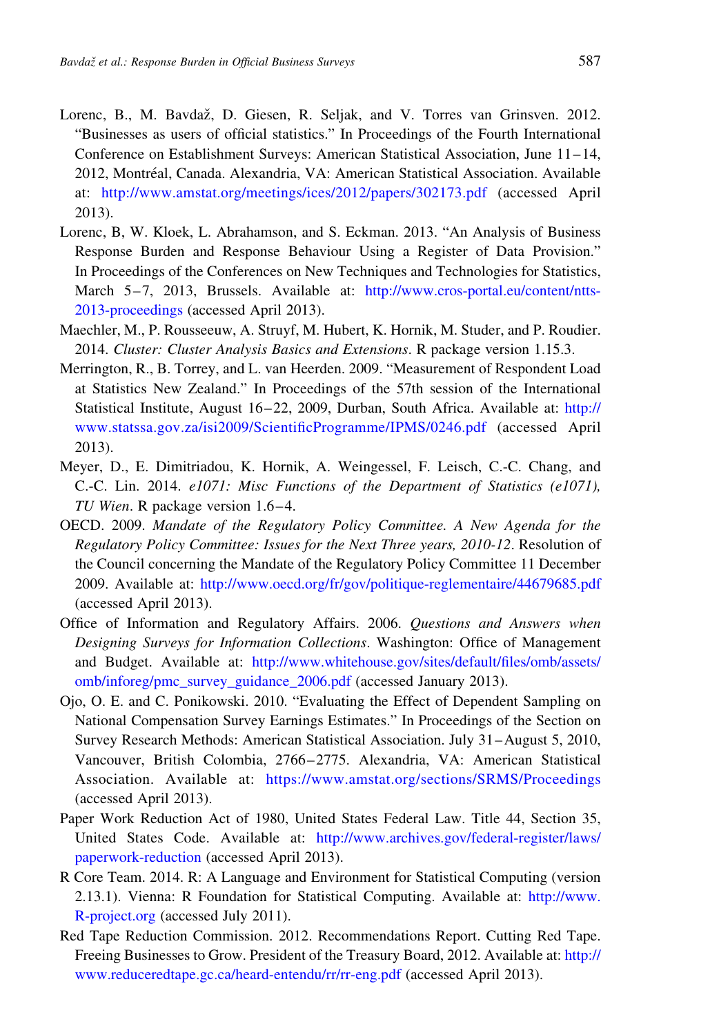Lorenc, B., M. Bavdaž, D. Giesen, R. Seljak, and V. Torres van Grinsven. 2012. "Businesses as users of official statistics." In Proceedings of the Fourth International Conference on Establishment Surveys: American Statistical Association, June 11–14, 2012, Montréal, Canada. Alexandria, VA: American Statistical Association. Available at: http://www.amstat.org/meetings/ices/2012/papers/302173.pdf (accessed April 2013).

Lorenc, B, W. Kloek, L. Abrahamson, and S. Eckman. 2013. "An Analysis of Business Response Burden and Response Behaviour Using a Register of Data Provision." In Proceedings of the Conferences on New Techniques and Technologies for Statistics, March 5–7, 2013, Brussels. Available at: http://www.cros-portal.eu/content/ntts-2013-proceedings (accessed April 2013).

Maechler, M., P. Rousseeuw, A. Struyf, M. Hubert, K. Hornik, M. Studer, and P. Roudier. 2014. *Cluster: Cluster Analysis Basics and Extensions*. R package version 1.15.3.

Merrington, R., B. Torrey, and L. van Heerden. 2009. "Measurement of Respondent Load at Statistics New Zealand." In Proceedings of the 57th session of the International Statistical Institute, August 16–22, 2009, Durban, South Africa. Available at: http://www.statssa.gov.za/isi2009/ScientificProgramme/IPMS/0246.pdf (accessed April 2013).

Meyer, D., E. Dimitriadou, K. Hornik, A. Weingessel, F. Leisch, C.-C. Chang, and C.-C. Lin. 2014. *e1071: Misc Functions of the Department of Statistics (e1071), TU Wien*. R package version 1.6–4.

OECD. 2009. *Mandate of the Regulatory Policy Committee. A New Agenda for the Regulatory Policy Committee: Issues for the Next Three years, 2010-12*. Resolution of the Council concerning the Mandate of the Regulatory Policy Committee 11 December 2009. Available at: http://www.oecd.org/fr/gov/politique-reglementaire/44679685.pdf (accessed April 2013).

Office of Information and Regulatory Affairs. 2006. *Questions and Answers when Designing Surveys for Information Collections*. Washington: Office of Management and Budget. Available at: http://www.whitehouse.gov/sites/default/files/omb/assets/omb/inforeg/pmc_survey_guidance_2006.pdf (accessed January 2013).

Ojo, O. E. and C. Ponikowski. 2010. "Evaluating the Effect of Dependent Sampling on National Compensation Survey Earnings Estimates." In Proceedings of the Section on Survey Research Methods: American Statistical Association. July 31–August 5, 2010, Vancouver, British Colombia, 2766–2775. Alexandria, VA: American Statistical Association. Available at: https://www.amstat.org/sections/SRMS/Proceedings (accessed April 2013).

Paper Work Reduction Act of 1980, United States Federal Law. Title 44, Section 35, United States Code. Available at: http://www.archives.gov/federal-register/laws/paperwork-reduction (accessed April 2013).

R Core Team. 2014. R: A Language and Environment for Statistical Computing (version 2.13.1). Vienna: R Foundation for Statistical Computing. Available at: http://www.R-project.org (accessed July 2011).

Red Tape Reduction Commission. 2012. Recommendations Report. Cutting Red Tape. Freeing Businesses to Grow. President of the Treasury Board, 2012. Available at: http://www.reduceredtape.gc.ca/heard-entendu/rr/rr-eng.pdf (accessed April 2013).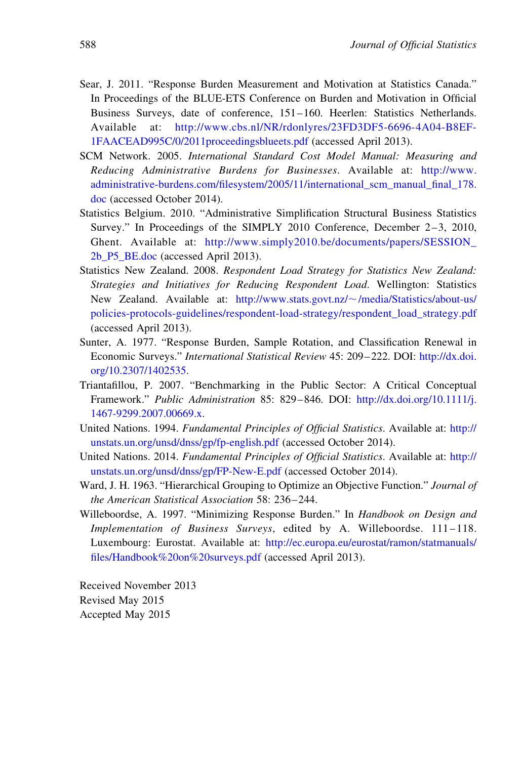Sear, J. 2011. "Response Burden Measurement and Motivation at Statistics Canada." In Proceedings of the BLUE-ETS Conference on Burden and Motivation in Official Business Surveys, date of conference, 151–160. Heerlen: Statistics Netherlands. Available at: http://www.cbs.nl/NR/rdonlyres/23FD3DF5-6696-4A04-B8EF-1FAACEAD995C/0/2011proceedingsblueets.pdf (accessed April 2013).

SCM Network. 2005. *International Standard Cost Model Manual: Measuring and Reducing Administrative Burdens for Businesses*. Available at: http://www.administrative-burdens.com/filesystem/2005/11/international_scm_manual_final_178.doc (accessed October 2014).

Statistics Belgium. 2010. "Administrative Simplification Structural Business Statistics Survey." In Proceedings of the SIMPLY 2010 Conference, December 2–3, 2010, Ghent. Available at: http://www.simply2010.be/documents/papers/SESSION_2b_P5_BE.doc (accessed April 2013).

Statistics New Zealand. 2008. *Respondent Load Strategy for Statistics New Zealand: Strategies and Initiatives for Reducing Respondent Load*. Wellington: Statistics New Zealand. Available at: http://www.stats.govt.nz/~/media/Statistics/about-us/policies-protocols-guidelines/respondent-load-strategy/respondent_load_strategy.pdf (accessed April 2013).

Sunter, A. 1977. "Response Burden, Sample Rotation, and Classification Renewal in Economic Surveys." *International Statistical Review* 45: 209–222. DOI: http://dx.doi.org/10.2307/1402535.

Triantafillou, P. 2007. "Benchmarking in the Public Sector: A Critical Conceptual Framework." *Public Administration* 85: 829–846. DOI: http://dx.doi.org/10.1111/j.1467-9299.2007.00669.x.

United Nations. 1994. *Fundamental Principles of Official Statistics*. Available at: http://unstats.un.org/unsd/dnss/gp/fp-english.pdf (accessed October 2014).

United Nations. 2014. *Fundamental Principles of Official Statistics*. Available at: http://unstats.un.org/unsd/dnss/gp/FP-New-E.pdf (accessed October 2014).

Ward, J. H. 1963. "Hierarchical Grouping to Optimize an Objective Function." *Journal of the American Statistical Association* 58: 236–244.

Willeboordse, A. 1997. "Minimizing Response Burden." In *Handbook on Design and Implementation of Business Surveys*, edited by A. Willeboordse. 111–118. Luxembourg: Eurostat. Available at: http://ec.europa.eu/eurostat/ramon/statmanuals/files/Handbook%20on%20surveys.pdf (accessed April 2013).

Received November 2013
Revised May 2015
Accepted May 2015